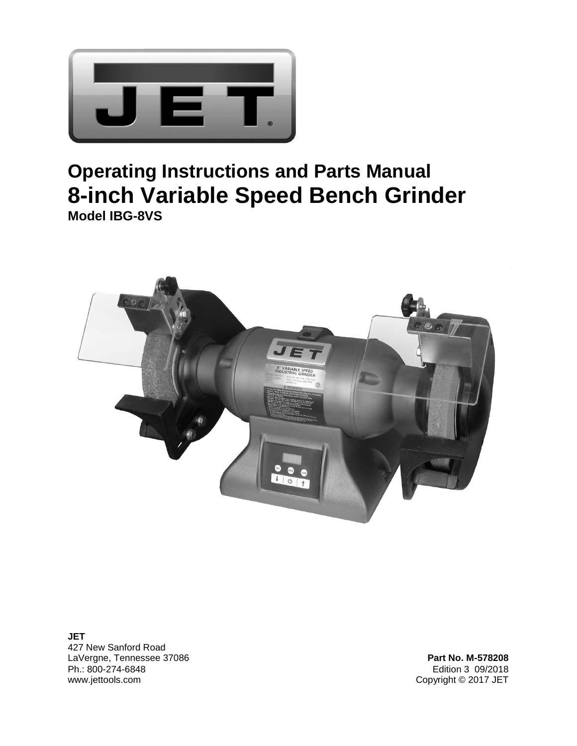# Operating Instructions and Parts Manual

# 8-inch Variable Speed Bench Grinder

**Model IBG-8VS**

**JET**
427 New Sanford Road
LaVergne, Tennessee 37086
Ph.: 800-274-6848
www.jettools.com

**Part No. M-578208**
Edition 3 09/2018
Copyright © 2017 JET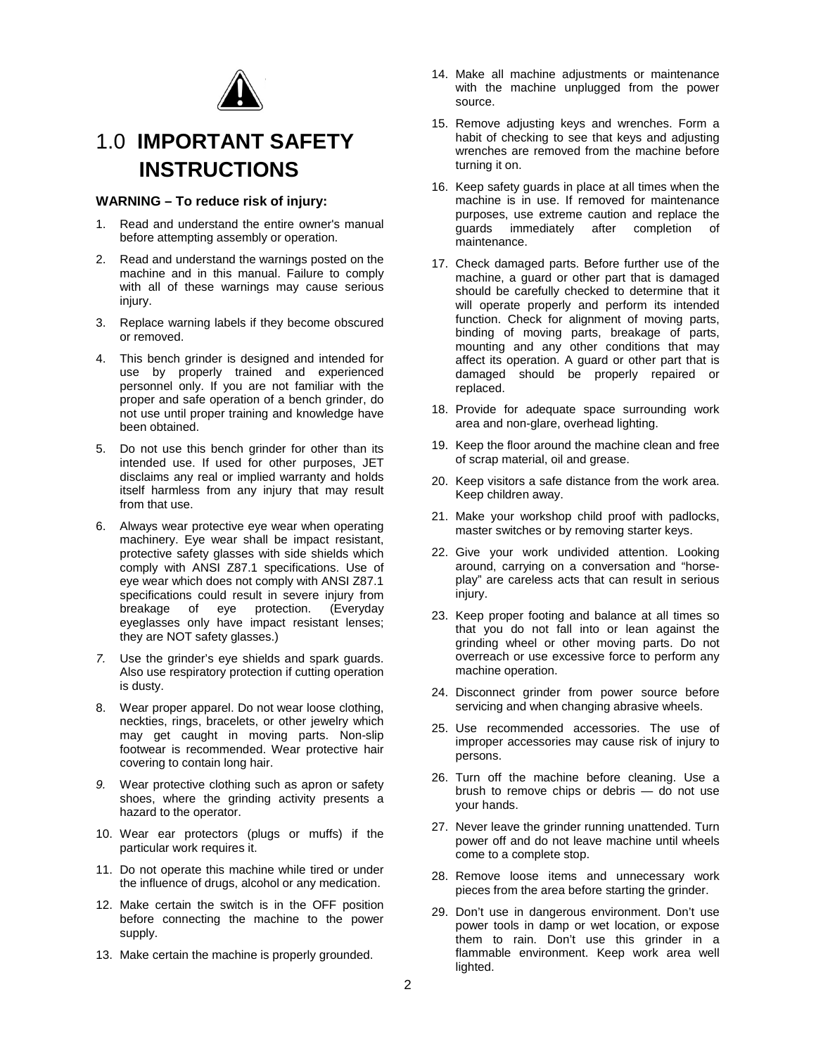# 1.0 IMPORTANT SAFETY INSTRUCTIONS

**WARNING – To reduce risk of injury:**

1. Read and understand the entire owner's manual before attempting assembly or operation.
2. Read and understand the warnings posted on the machine and in this manual. Failure to comply with all of these warnings may cause serious injury.
3. Replace warning labels if they become obscured or removed.
4. This bench grinder is designed and intended for use by properly trained and experienced personnel only. If you are not familiar with the proper and safe operation of a bench grinder, do not use until proper training and knowledge have been obtained.
5. Do not use this bench grinder for other than its intended use. If used for other purposes, JET disclaims any real or implied warranty and holds itself harmless from any injury that may result from that use.
6. Always wear protective eye wear when operating machinery. Eye wear shall be impact resistant, protective safety glasses with side shields which comply with ANSI Z87.1 specifications. Use of eye wear which does not comply with ANSI Z87.1 specifications could result in severe injury from breakage of eye protection. (Everyday eyeglasses only have impact resistant lenses; they are NOT safety glasses.)
7. Use the grinder's eye shields and spark guards. Also use respiratory protection if cutting operation is dusty.
8. Wear proper apparel. Do not wear loose clothing, neckties, rings, bracelets, or other jewelry which may get caught in moving parts. Non-slip footwear is recommended. Wear protective hair covering to contain long hair.
9. Wear protective clothing such as apron or safety shoes, where the grinding activity presents a hazard to the operator.
10. Wear ear protectors (plugs or muffs) if the particular work requires it.
11. Do not operate this machine while tired or under the influence of drugs, alcohol or any medication.
12. Make certain the switch is in the OFF position before connecting the machine to the power supply.
13. Make certain the machine is properly grounded.
14. Make all machine adjustments or maintenance with the machine unplugged from the power source.
15. Remove adjusting keys and wrenches. Form a habit of checking to see that keys and adjusting wrenches are removed from the machine before turning it on.
16. Keep safety guards in place at all times when the machine is in use. If removed for maintenance purposes, use extreme caution and replace the guards immediately after completion of maintenance.
17. Check damaged parts. Before further use of the machine, a guard or other part that is damaged should be carefully checked to determine that it will operate properly and perform its intended function. Check for alignment of moving parts, binding of moving parts, breakage of parts, mounting and any other conditions that may affect its operation. A guard or other part that is damaged should be properly repaired or replaced.
18. Provide for adequate space surrounding work area and non-glare, overhead lighting.
19. Keep the floor around the machine clean and free of scrap material, oil and grease.
20. Keep visitors a safe distance from the work area. Keep children away.
21. Make your workshop child proof with padlocks, master switches or by removing starter keys.
22. Give your work undivided attention. Looking around, carrying on a conversation and "horse-play" are careless acts that can result in serious injury.
23. Keep proper footing and balance at all times so that you do not fall into or lean against the grinding wheel or other moving parts. Do not overreach or use excessive force to perform any machine operation.
24. Disconnect grinder from power source before servicing and when changing abrasive wheels.
25. Use recommended accessories. The use of improper accessories may cause risk of injury to persons.
26. Turn off the machine before cleaning. Use a brush to remove chips or debris — do not use your hands.
27. Never leave the grinder running unattended. Turn power off and do not leave machine until wheels come to a complete stop.
28. Remove loose items and unnecessary work pieces from the area before starting the grinder.
29. Don't use in dangerous environment. Don't use power tools in damp or wet location, or expose them to rain. Don't use this grinder in a flammable environment. Keep work area well lighted.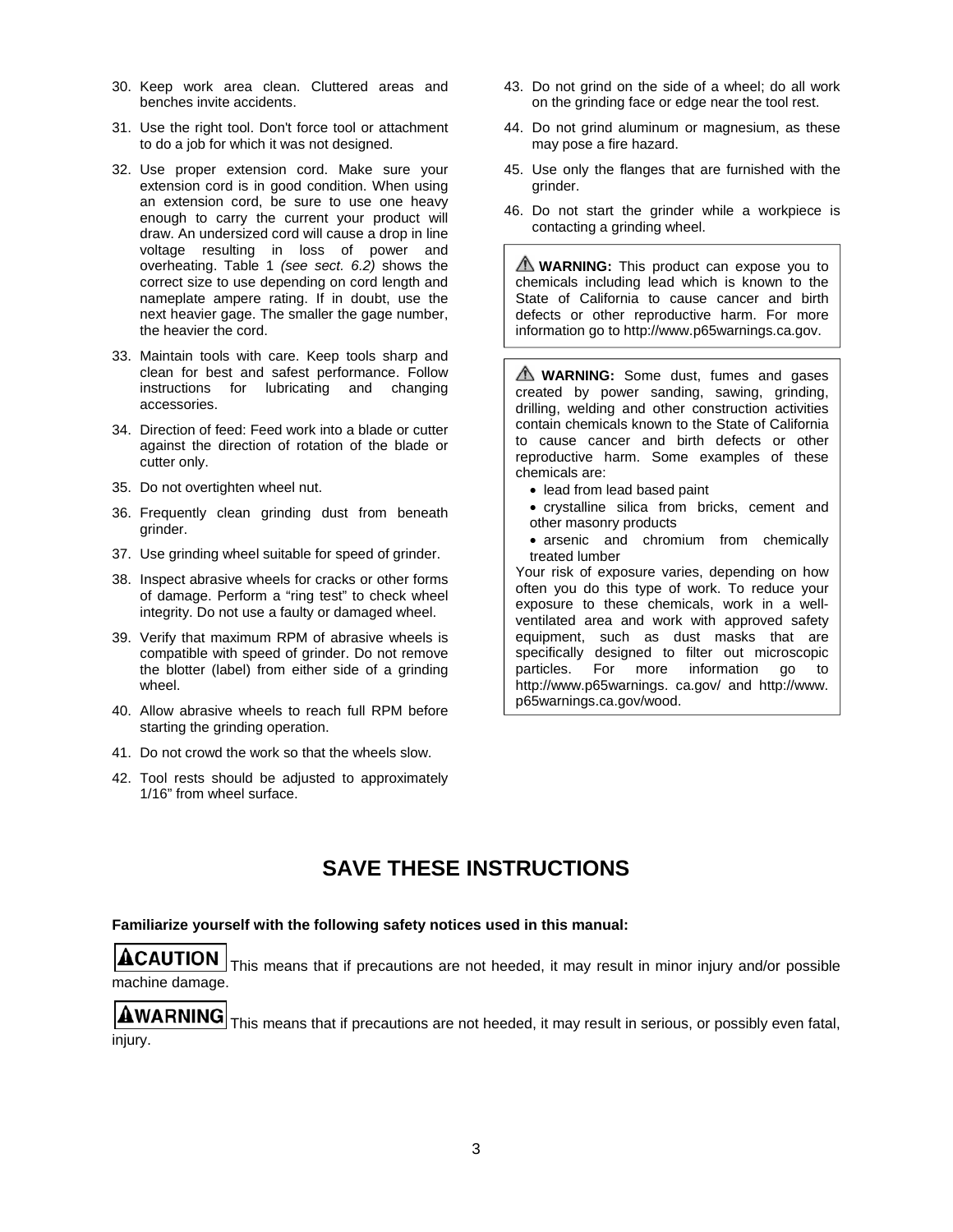30. Keep work area clean. Cluttered areas and benches invite accidents.

31. Use the right tool. Don't force tool or attachment to do a job for which it was not designed.

32. Use proper extension cord. Make sure your extension cord is in good condition. When using an extension cord, be sure to use one heavy enough to carry the current your product will draw. An undersized cord will cause a drop in line voltage resulting in loss of power and overheating. Table 1 *(see sect. 6.2)* shows the correct size to use depending on cord length and nameplate ampere rating. If in doubt, use the next heavier gage. The smaller the gage number, the heavier the cord.

33. Maintain tools with care. Keep tools sharp and clean for best and safest performance. Follow instructions for lubricating and changing accessories.

34. Direction of feed: Feed work into a blade or cutter against the direction of rotation of the blade or cutter only.

35. Do not overtighten wheel nut.

36. Frequently clean grinding dust from beneath grinder.

37. Use grinding wheel suitable for speed of grinder.

38. Inspect abrasive wheels for cracks or other forms of damage. Perform a “ring test” to check wheel integrity. Do not use a faulty or damaged wheel.

39. Verify that maximum RPM of abrasive wheels is compatible with speed of grinder. Do not remove the blotter (label) from either side of a grinding wheel.

40. Allow abrasive wheels to reach full RPM before starting the grinding operation.

41. Do not crowd the work so that the wheels slow.

42. Tool rests should be adjusted to approximately 1/16” from wheel surface.

43. Do not grind on the side of a wheel; do all work on the grinding face or edge near the tool rest.

44. Do not grind aluminum or magnesium, as these may pose a fire hazard.

45. Use only the flanges that are furnished with the grinder.

46. Do not start the grinder while a workpiece is contacting a grinding wheel.

⚠ **WARNING:** This product can expose you to chemicals including lead which is known to the State of California to cause cancer and birth defects or other reproductive harm. For more information go to http://www.p65warnings.ca.gov.

⚠ **WARNING:** Some dust, fumes and gases created by power sanding, sawing, grinding, drilling, welding and other construction activities contain chemicals known to the State of California to cause cancer and birth defects or other reproductive harm. Some examples of these chemicals are:

- lead from lead based paint
- crystalline silica from bricks, cement and other masonry products
- arsenic and chromium from chemically treated lumber

Your risk of exposure varies, depending on how often you do this type of work. To reduce your exposure to these chemicals, work in a well-ventilated area and work with approved safety equipment, such as dust masks that are specifically designed to filter out microscopic particles. For more information go to http://www.p65warnings. ca.gov/ and http://www. p65warnings.ca.gov/wood.

## SAVE THESE INSTRUCTIONS

**Familiarize yourself with the following safety notices used in this manual:**

**⚠CAUTION** This means that if precautions are not heeded, it may result in minor injury and/or possible machine damage.

**⚠WARNING** This means that if precautions are not heeded, it may result in serious, or possibly even fatal, injury.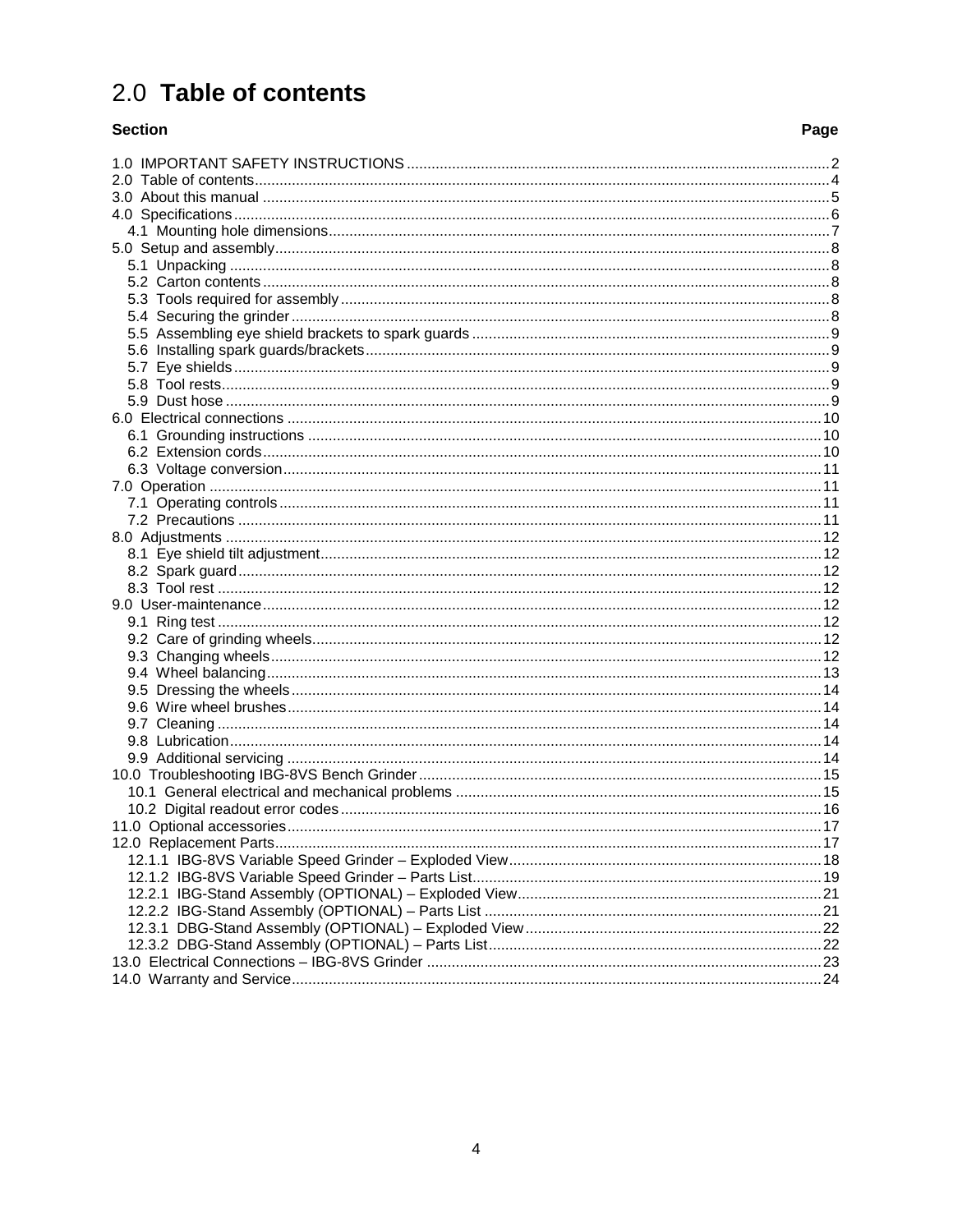# 2.0 Table of contents

| Section | Page |
|---|---|
| 1.0 IMPORTANT SAFETY INSTRUCTIONS | 2 |
| 2.0 Table of contents | 4 |
| 3.0 About this manual | 5 |
| 4.0 Specifications | 6 |
| 4.1 Mounting hole dimensions | 7 |
| 5.0 Setup and assembly | 8 |
| 5.1 Unpacking | 8 |
| 5.2 Carton contents | 8 |
| 5.3 Tools required for assembly | 8 |
| 5.4 Securing the grinder | 8 |
| 5.5 Assembling eye shield brackets to spark guards | 9 |
| 5.6 Installing spark guards/brackets | 9 |
| 5.7 Eye shields | 9 |
| 5.8 Tool rests | 9 |
| 5.9 Dust hose | 9 |
| 6.0 Electrical connections | 10 |
| 6.1 Grounding instructions | 10 |
| 6.2 Extension cords | 10 |
| 6.3 Voltage conversion | 11 |
| 7.0 Operation | 11 |
| 7.1 Operating controls | 11 |
| 7.2 Precautions | 11 |
| 8.0 Adjustments | 12 |
| 8.1 Eye shield tilt adjustment | 12 |
| 8.2 Spark guard | 12 |
| 8.3 Tool rest | 12 |
| 9.0 User-maintenance | 12 |
| 9.1 Ring test | 12 |
| 9.2 Care of grinding wheels | 12 |
| 9.3 Changing wheels | 12 |
| 9.4 Wheel balancing | 13 |
| 9.5 Dressing the wheels | 14 |
| 9.6 Wire wheel brushes | 14 |
| 9.7 Cleaning | 14 |
| 9.8 Lubrication | 14 |
| 9.9 Additional servicing | 14 |
| 10.0 Troubleshooting IBG-8VS Bench Grinder | 15 |
| 10.1 General electrical and mechanical problems | 15 |
| 10.2 Digital readout error codes | 16 |
| 11.0 Optional accessories | 17 |
| 12.0 Replacement Parts | 17 |
| 12.1.1 IBG-8VS Variable Speed Grinder – Exploded View | 18 |
| 12.1.2 IBG-8VS Variable Speed Grinder – Parts List | 19 |
| 12.2.1 IBG-Stand Assembly (OPTIONAL) – Exploded View | 21 |
| 12.2.2 IBG-Stand Assembly (OPTIONAL) – Parts List | 21 |
| 12.3.1 DBG-Stand Assembly (OPTIONAL) – Exploded View | 22 |
| 12.3.2 DBG-Stand Assembly (OPTIONAL) – Parts List | 22 |
| 13.0 Electrical Connections – IBG-8VS Grinder | 23 |
| 14.0 Warranty and Service | 24 |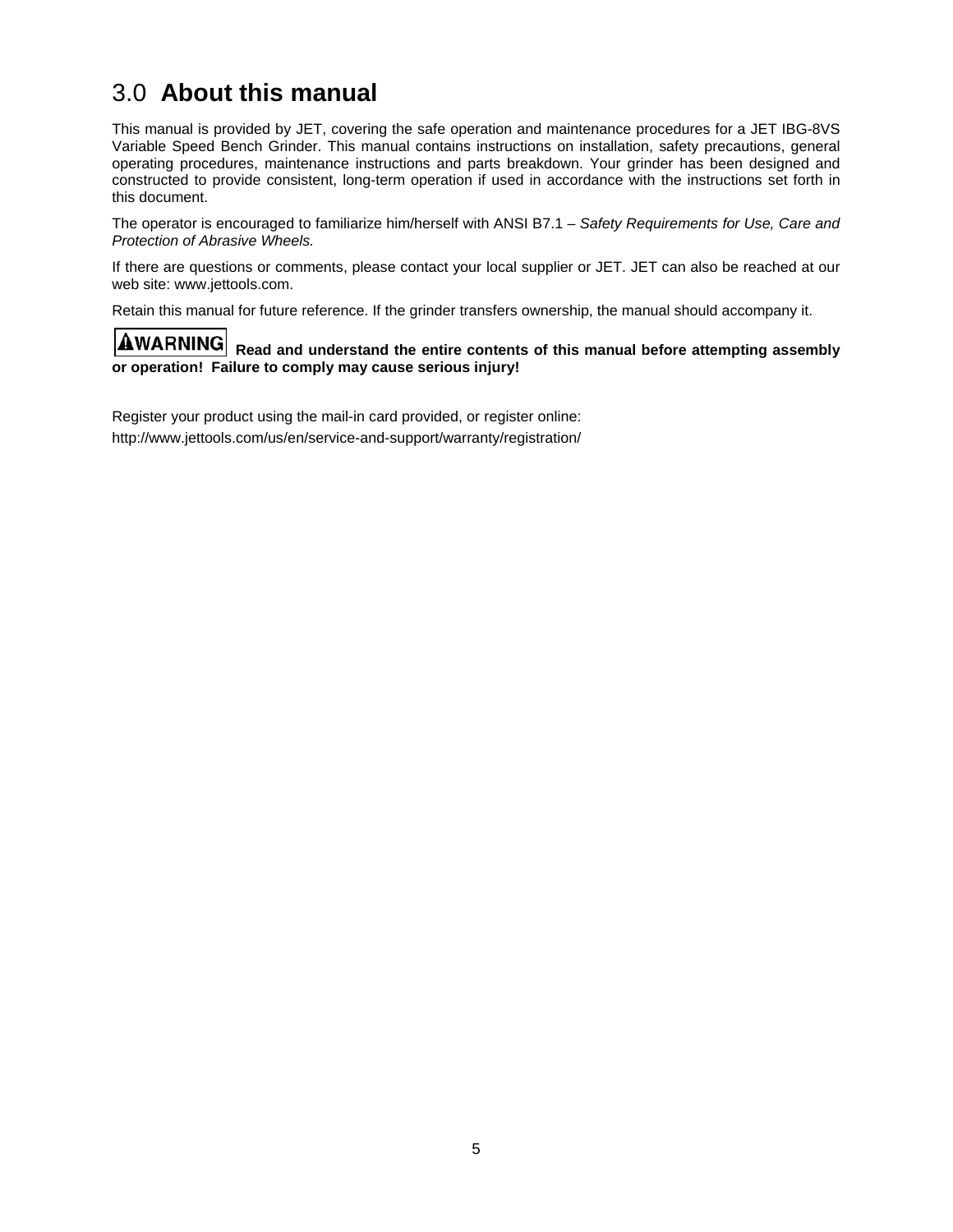# 3.0 About this manual

This manual is provided by JET, covering the safe operation and maintenance procedures for a JET IBG-8VS Variable Speed Bench Grinder. This manual contains instructions on installation, safety precautions, general operating procedures, maintenance instructions and parts breakdown. Your grinder has been designed and constructed to provide consistent, long-term operation if used in accordance with the instructions set forth in this document.

The operator is encouraged to familiarize him/herself with ANSI B7.1 – *Safety Requirements for Use, Care and Protection of Abrasive Wheels.*

If there are questions or comments, please contact your local supplier or JET. JET can also be reached at our web site: www.jettools.com.

Retain this manual for future reference. If the grinder transfers ownership, the manual should accompany it.

**⚠WARNING Read and understand the entire contents of this manual before attempting assembly or operation! Failure to comply may cause serious injury!**

Register your product using the mail-in card provided, or register online:

http://www.jettools.com/us/en/service-and-support/warranty/registration/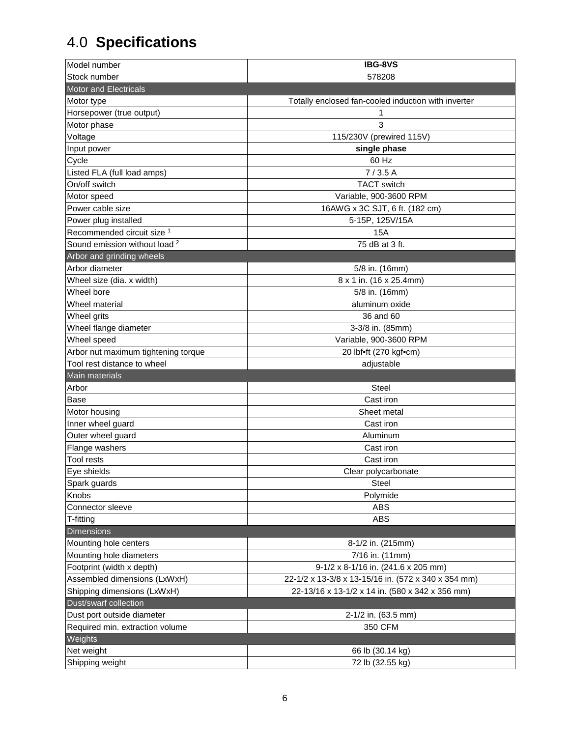# 4.0 **Specifications**

| Model number | **IBG-8VS** |
|---|---|
| Stock number | 578208 |
| **Motor and Electricals** | |
| Motor type | Totally enclosed fan-cooled induction with inverter |
| Horsepower (true output) | 1 |
| Motor phase | 3 |
| Voltage | 115/230V (prewired 115V) |
| Input power | **single phase** |
| Cycle | 60 Hz |
| Listed FLA (full load amps) | 7 / 3.5 A |
| On/off switch | TACT switch |
| Motor speed | Variable, 900-3600 RPM |
| Power cable size | 16AWG x 3C SJT, 6 ft. (182 cm) |
| Power plug installed | 5-15P, 125V/15A |
| Recommended circuit size [1] | 15A |
| Sound emission without load [2] | 75 dB at 3 ft. |
| **Arbor and grinding wheels** | |
| Arbor diameter | 5/8 in. (16mm) |
| Wheel size (dia. x width) | 8 x 1 in. (16 x 25.4mm) |
| Wheel bore | 5/8 in. (16mm) |
| Wheel material | aluminum oxide |
| Wheel grits | 36 and 60 |
| Wheel flange diameter | 3-3/8 in. (85mm) |
| Wheel speed | Variable, 900-3600 RPM |
| Arbor nut maximum tightening torque | 20 lbf•ft (270 kgf•cm) |
| Tool rest distance to wheel | adjustable |
| **Main materials** | |
| Arbor | Steel |
| Base | Cast iron |
| Motor housing | Sheet metal |
| Inner wheel guard | Cast iron |
| Outer wheel guard | Aluminum |
| Flange washers | Cast iron |
| Tool rests | Cast iron |
| Eye shields | Clear polycarbonate |
| Spark guards | Steel |
| Knobs | Polymide |
| Connector sleeve | ABS |
| T-fitting | ABS |
| **Dimensions** | |
| Mounting hole centers | 8-1/2 in. (215mm) |
| Mounting hole diameters | 7/16 in. (11mm) |
| Footprint (width x depth) | 9-1/2 x 8-1/16 in. (241.6 x 205 mm) |
| Assembled dimensions (LxWxH) | 22-1/2 x 13-3/8 x 13-15/16 in. (572 x 340 x 354 mm) |
| Shipping dimensions (LxWxH) | 22-13/16 x 13-1/2 x 14 in. (580 x 342 x 356 mm) |
| **Dust/swarf collection** | |
| Dust port outside diameter | 2-1/2 in. (63.5 mm) |
| Required min. extraction volume | 350 CFM |
| **Weights** | |
| Net weight | 66 lb (30.14 kg) |
| Shipping weight | 72 lb (32.55 kg) |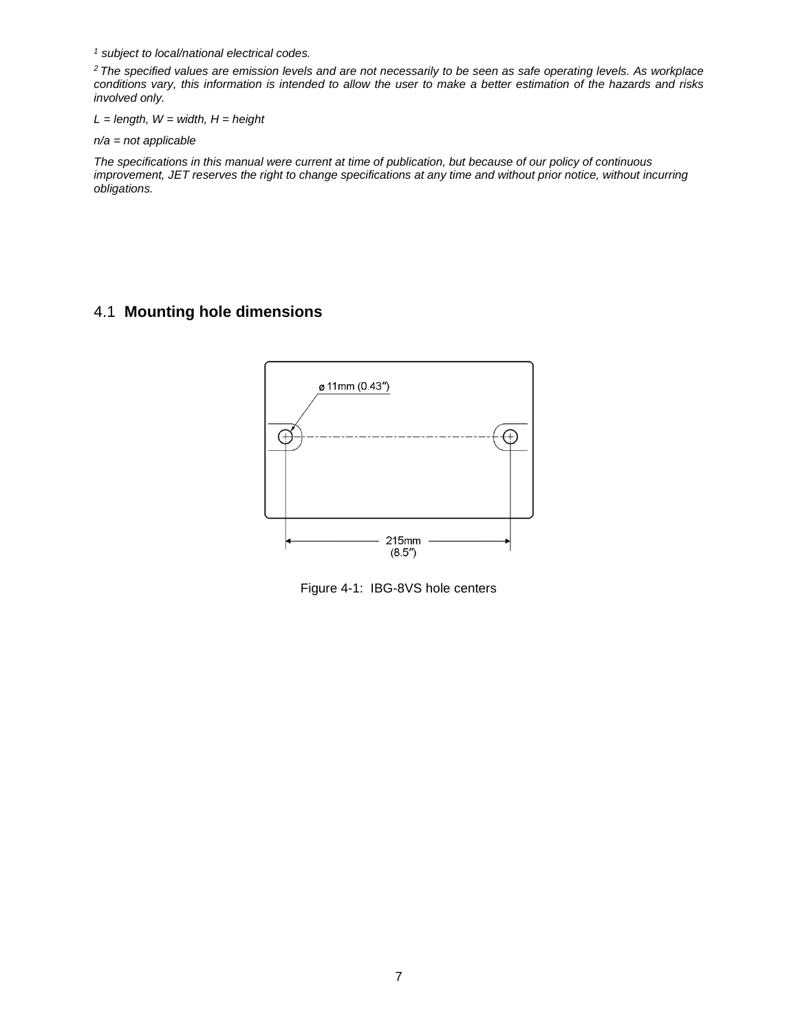*[1] subject to local/national electrical codes.*

*[2] The specified values are emission levels and are not necessarily to be seen as safe operating levels. As workplace conditions vary, this information is intended to allow the user to make a better estimation of the hazards and risks involved only.*

*L = length, W = width, H = height*

*n/a = not applicable*

*The specifications in this manual were current at time of publication, but because of our policy of continuous improvement, JET reserves the right to change specifications at any time and without prior notice, without incurring obligations.*

## 4.1 **Mounting hole dimensions**

ø 11mm (0.43″)

215mm (8.5″)

Figure 4-1: IBG-8VS hole centers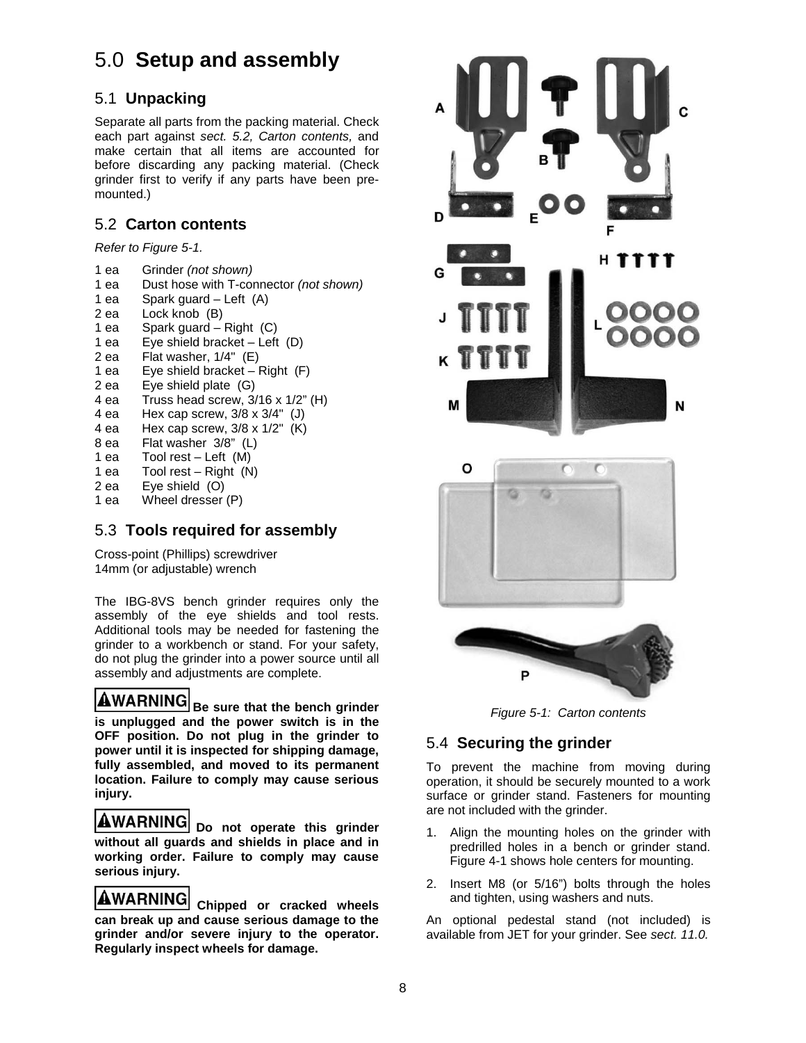# 5.0 Setup and assembly

## 5.1 Unpacking

Separate all parts from the packing material. Check each part against *sect. 5.2, Carton contents,* and make certain that all items are accounted for before discarding any packing material. (Check grinder first to verify if any parts have been pre-mounted.)

## 5.2 Carton contents

*Refer to Figure 5-1.*

1 ea Grinder *(not shown)*
1 ea Dust hose with T-connector *(not shown)*
1 ea Spark guard – Left (A)
2 ea Lock knob (B)
1 ea Spark guard – Right (C)
1 ea Eye shield bracket – Left (D)
2 ea Flat washer, 1/4" (E)
1 ea Eye shield bracket – Right (F)
2 ea Eye shield plate (G)
4 ea Truss head screw, 3/16 x 1/2" (H)
4 ea Hex cap screw, 3/8 x 3/4" (J)
4 ea Hex cap screw, 3/8 x 1/2" (K)
8 ea Flat washer 3/8" (L)
1 ea Tool rest – Left (M)
1 ea Tool rest – Right (N)
2 ea Eye shield (O)
1 ea Wheel dresser (P)

## 5.3 Tools required for assembly

Cross-point (Phillips) screwdriver
14mm (or adjustable) wrench

The IBG-8VS bench grinder requires only the assembly of the eye shields and tool rests. Additional tools may be needed for fastening the grinder to a workbench or stand. For your safety, do not plug the grinder into a power source until all assembly and adjustments are complete.

**⚠WARNING Be sure that the bench grinder is unplugged and the power switch is in the OFF position. Do not plug in the grinder to power until it is inspected for shipping damage, fully assembled, and moved to its permanent location. Failure to comply may cause serious injury.**

**⚠WARNING Do not operate this grinder without all guards and shields in place and in working order. Failure to comply may cause serious injury.**

**⚠WARNING Chipped or cracked wheels can break up and cause serious damage to the grinder and/or severe injury to the operator. Regularly inspect wheels for damage.**

*Figure 5-1: Carton contents*

## 5.4 Securing the grinder

To prevent the machine from moving during operation, it should be securely mounted to a work surface or grinder stand. Fasteners for mounting are not included with the grinder.

1. Align the mounting holes on the grinder with predrilled holes in a bench or grinder stand. Figure 4-1 shows hole centers for mounting.
2. Insert M8 (or 5/16") bolts through the holes and tighten, using washers and nuts.

An optional pedestal stand (not included) is available from JET for your grinder. See *sect. 11.0.*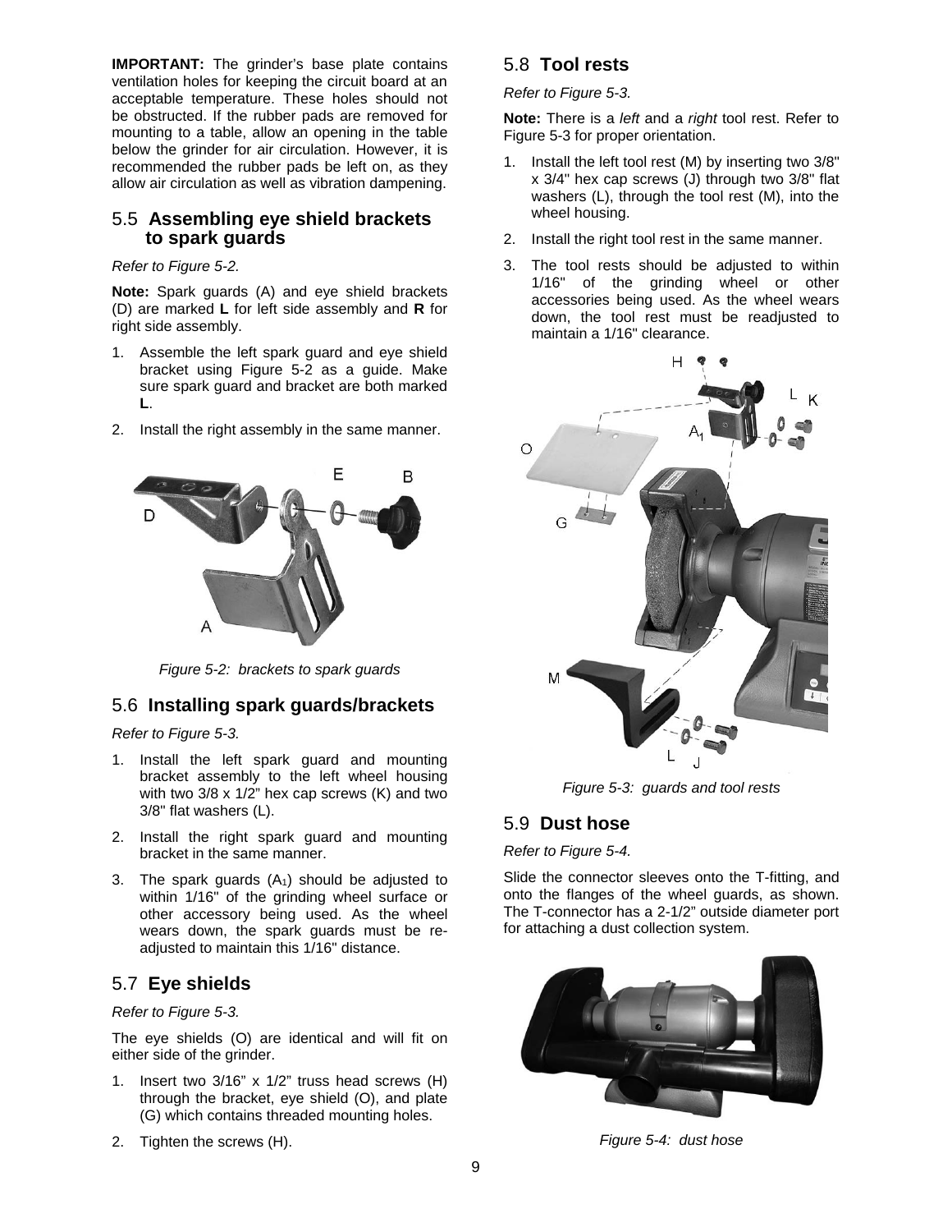**IMPORTANT:** The grinder's base plate contains ventilation holes for keeping the circuit board at an acceptable temperature. These holes should not be obstructed. If the rubber pads are removed for mounting to a table, allow an opening in the table below the grinder for air circulation. However, it is recommended the rubber pads be left on, as they allow air circulation as well as vibration dampening.

## 5.5 Assembling eye shield brackets to spark guards

*Refer to Figure 5-2.*

**Note:** Spark guards (A) and eye shield brackets (D) are marked **L** for left side assembly and **R** for right side assembly.

1. Assemble the left spark guard and eye shield bracket using Figure 5-2 as a guide. Make sure spark guard and bracket are both marked **L**.
2. Install the right assembly in the same manner.

*Figure 5-2: brackets to spark guards*

## 5.6 Installing spark guards/brackets

*Refer to Figure 5-3.*

1. Install the left spark guard and mounting bracket assembly to the left wheel housing with two 3/8 x 1/2" hex cap screws (K) and two 3/8" flat washers (L).
2. Install the right spark guard and mounting bracket in the same manner.
3. The spark guards ($A_1$) should be adjusted to within 1/16" of the grinding wheel surface or other accessory being used. As the wheel wears down, the spark guards must be re-adjusted to maintain this 1/16" distance.

## 5.7 Eye shields

*Refer to Figure 5-3.*

The eye shields (O) are identical and will fit on either side of the grinder.

1. Insert two 3/16" x 1/2" truss head screws (H) through the bracket, eye shield (O), and plate (G) which contains threaded mounting holes.
2. Tighten the screws (H).

## 5.8 Tool rests

*Refer to Figure 5-3.*

**Note:** There is a *left* and a *right* tool rest. Refer to Figure 5-3 for proper orientation.

1. Install the left tool rest (M) by inserting two 3/8" x 3/4" hex cap screws (J) through two 3/8" flat washers (L), through the tool rest (M), into the wheel housing.
2. Install the right tool rest in the same manner.
3. The tool rests should be adjusted to within 1/16" of the grinding wheel or other accessories being used. As the wheel wears down, the tool rest must be readjusted to maintain a 1/16" clearance.

*Figure 5-3: guards and tool rests*

## 5.9 Dust hose

*Refer to Figure 5-4.*

Slide the connector sleeves onto the T-fitting, and onto the flanges of the wheel guards, as shown. The T-connector has a 2-1/2" outside diameter port for attaching a dust collection system.

*Figure 5-4: dust hose*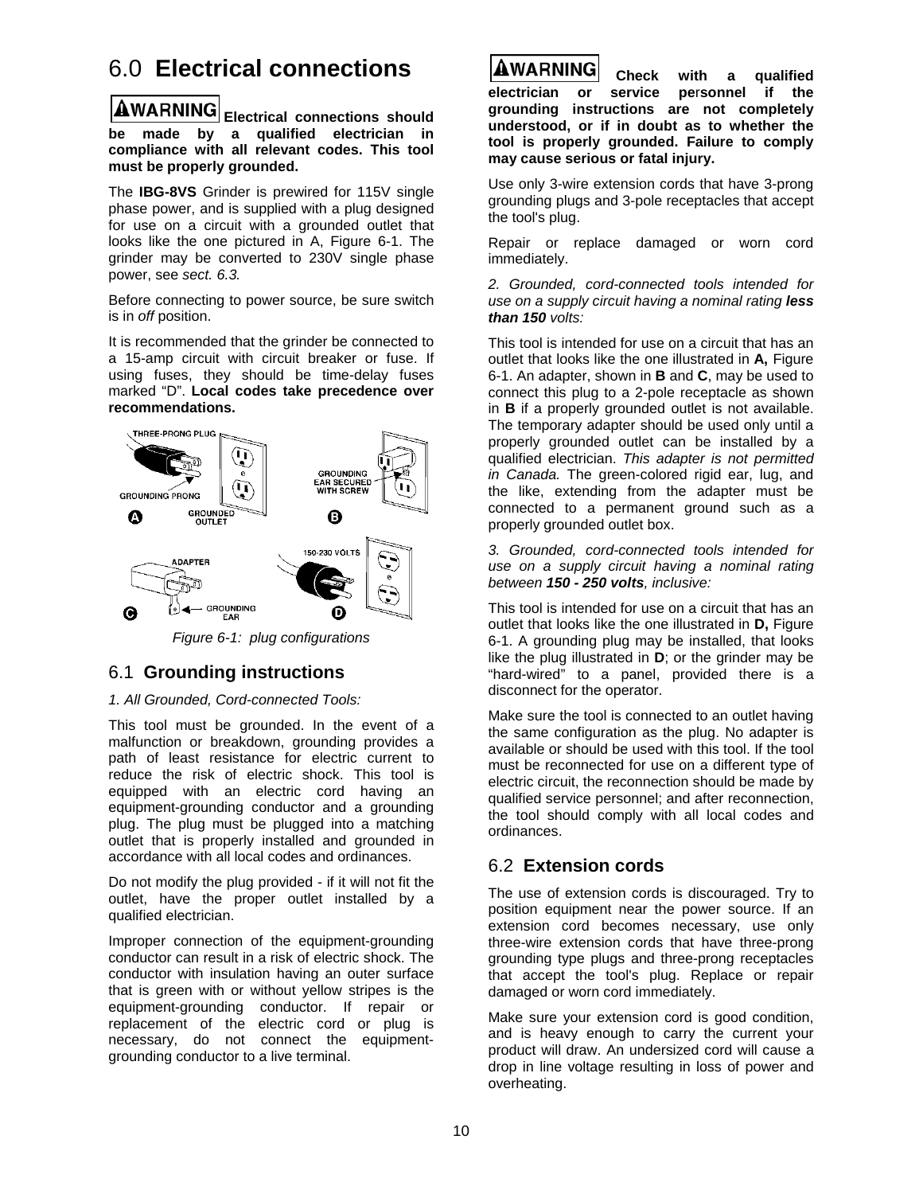# 6.0 Electrical connections

**WARNING Electrical connections should be made by a qualified electrician in compliance with all relevant codes. This tool must be properly grounded.**

The **IBG-8VS** Grinder is prewired for 115V single phase power, and is supplied with a plug designed for use on a circuit with a grounded outlet that looks like the one pictured in A, Figure 6-1. The grinder may be converted to 230V single phase power, see *sect. 6.3*.

Before connecting to power source, be sure switch is in *off* position.

It is recommended that the grinder be connected to a 15-amp circuit with circuit breaker or fuse. If using fuses, they should be time-delay fuses marked "D". **Local codes take precedence over recommendations.**

*Figure 6-1: plug configurations*

## 6.1 Grounding instructions

*1. All Grounded, Cord-connected Tools:*

This tool must be grounded. In the event of a malfunction or breakdown, grounding provides a path of least resistance for electric current to reduce the risk of electric shock. This tool is equipped with an electric cord having an equipment-grounding conductor and a grounding plug. The plug must be plugged into a matching outlet that is properly installed and grounded in accordance with all local codes and ordinances.

Do not modify the plug provided - if it will not fit the outlet, have the proper outlet installed by a qualified electrician.

Improper connection of the equipment-grounding conductor can result in a risk of electric shock. The conductor with insulation having an outer surface that is green with or without yellow stripes is the equipment-grounding conductor. If repair or replacement of the electric cord or plug is necessary, do not connect the equipment-grounding conductor to a live terminal.

**WARNING Check with a qualified electrician or service personnel if the grounding instructions are not completely understood, or if in doubt as to whether the tool is properly grounded. Failure to comply may cause serious or fatal injury.**

Use only 3-wire extension cords that have 3-prong grounding plugs and 3-pole receptacles that accept the tool's plug.

Repair or replace damaged or worn cord immediately.

*2. Grounded, cord-connected tools intended for use on a supply circuit having a nominal rating **less than 150** volts:*

This tool is intended for use on a circuit that has an outlet that looks like the one illustrated in **A,** Figure 6-1. An adapter, shown in **B** and **C**, may be used to connect this plug to a 2-pole receptacle as shown in **B** if a properly grounded outlet is not available. The temporary adapter should be used only until a properly grounded outlet can be installed by a qualified electrician. *This adapter is not permitted in Canada.* The green-colored rigid ear, lug, and the like, extending from the adapter must be connected to a permanent ground such as a properly grounded outlet box.

*3. Grounded, cord-connected tools intended for use on a supply circuit having a nominal rating between **150 - 250 volts**, inclusive:*

This tool is intended for use on a circuit that has an outlet that looks like the one illustrated in **D,** Figure 6-1. A grounding plug may be installed, that looks like the plug illustrated in **D**; or the grinder may be "hard-wired" to a panel, provided there is a disconnect for the operator.

Make sure the tool is connected to an outlet having the same configuration as the plug. No adapter is available or should be used with this tool. If the tool must be reconnected for use on a different type of electric circuit, the reconnection should be made by qualified service personnel; and after reconnection, the tool should comply with all local codes and ordinances.

## 6.2 Extension cords

The use of extension cords is discouraged. Try to position equipment near the power source. If an extension cord becomes necessary, use only three-wire extension cords that have three-prong grounding type plugs and three-prong receptacles that accept the tool's plug. Replace or repair damaged or worn cord immediately.

Make sure your extension cord is good condition, and is heavy enough to carry the current your product will draw. An undersized cord will cause a drop in line voltage resulting in loss of power and overheating.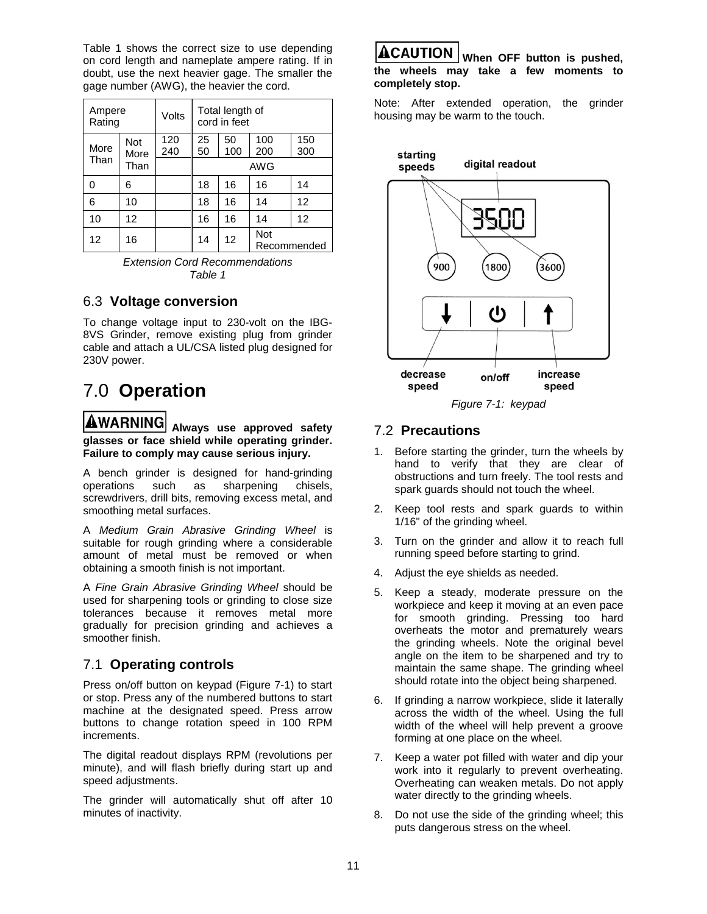Table 1 shows the correct size to use depending on cord length and nameplate ampere rating. If in doubt, use the next heavier gage. The smaller the gage number (AWG), the heavier the cord.

| Ampere Rating | | Volts | Total length of cord in feet | | | |
|---|---|---|---|---|---|---|
| More Than | Not More Than | 120<br>240 | 25<br>50 | 50<br>100 | 100<br>200 | 150<br>300 |
| | | | AWG | | | |
| 0 | 6 | | 18 | 16 | 16 | 14 |
| 6 | 10 | | 18 | 16 | 14 | 12 |
| 10 | 12 | | 16 | 16 | 14 | 12 |
| 12 | 16 | | 14 | 12 | Not Recommended | |

*Extension Cord Recommendations*
*Table 1*

## 6.3 Voltage conversion

To change voltage input to 230-volt on the IBG-8VS Grinder, remove existing plug from grinder cable and attach a UL/CSA listed plug designed for 230V power.

# 7.0 Operation

**WARNING Always use approved safety glasses or face shield while operating grinder. Failure to comply may cause serious injury.**

A bench grinder is designed for hand-grinding operations such as sharpening chisels, screwdrivers, drill bits, removing excess metal, and smoothing metal surfaces.

A *Medium Grain Abrasive Grinding Wheel* is suitable for rough grinding where a considerable amount of metal must be removed or when obtaining a smooth finish is not important.

A *Fine Grain Abrasive Grinding Wheel* should be used for sharpening tools or grinding to close size tolerances because it removes metal more gradually for precision grinding and achieves a smoother finish.

## 7.1 Operating controls

Press on/off button on keypad (Figure 7-1) to start or stop. Press any of the numbered buttons to start machine at the designated speed. Press arrow buttons to change rotation speed in 100 RPM increments.

The digital readout displays RPM (revolutions per minute), and will flash briefly during start up and speed adjustments.

The grinder will automatically shut off after 10 minutes of inactivity.

**CAUTION When OFF button is pushed, the wheels may take a few moments to completely stop.**

Note: After extended operation, the grinder housing may be warm to the touch.

starting speeds | digital readout | 3500 | 900 | 1800 | 3600 | decrease speed | on/off | increase speed

*Figure 7-1: keypad*

## 7.2 Precautions

1. Before starting the grinder, turn the wheels by hand to verify that they are clear of obstructions and turn freely. The tool rests and spark guards should not touch the wheel.
2. Keep tool rests and spark guards to within 1/16" of the grinding wheel.
3. Turn on the grinder and allow it to reach full running speed before starting to grind.
4. Adjust the eye shields as needed.
5. Keep a steady, moderate pressure on the workpiece and keep it moving at an even pace for smooth grinding. Pressing too hard overheats the motor and prematurely wears the grinding wheels. Note the original bevel angle on the item to be sharpened and try to maintain the same shape. The grinding wheel should rotate into the object being sharpened.
6. If grinding a narrow workpiece, slide it laterally across the width of the wheel. Using the full width of the wheel will help prevent a groove forming at one place on the wheel.
7. Keep a water pot filled with water and dip your work into it regularly to prevent overheating. Overheating can weaken metals. Do not apply water directly to the grinding wheels.
8. Do not use the side of the grinding wheel; this puts dangerous stress on the wheel.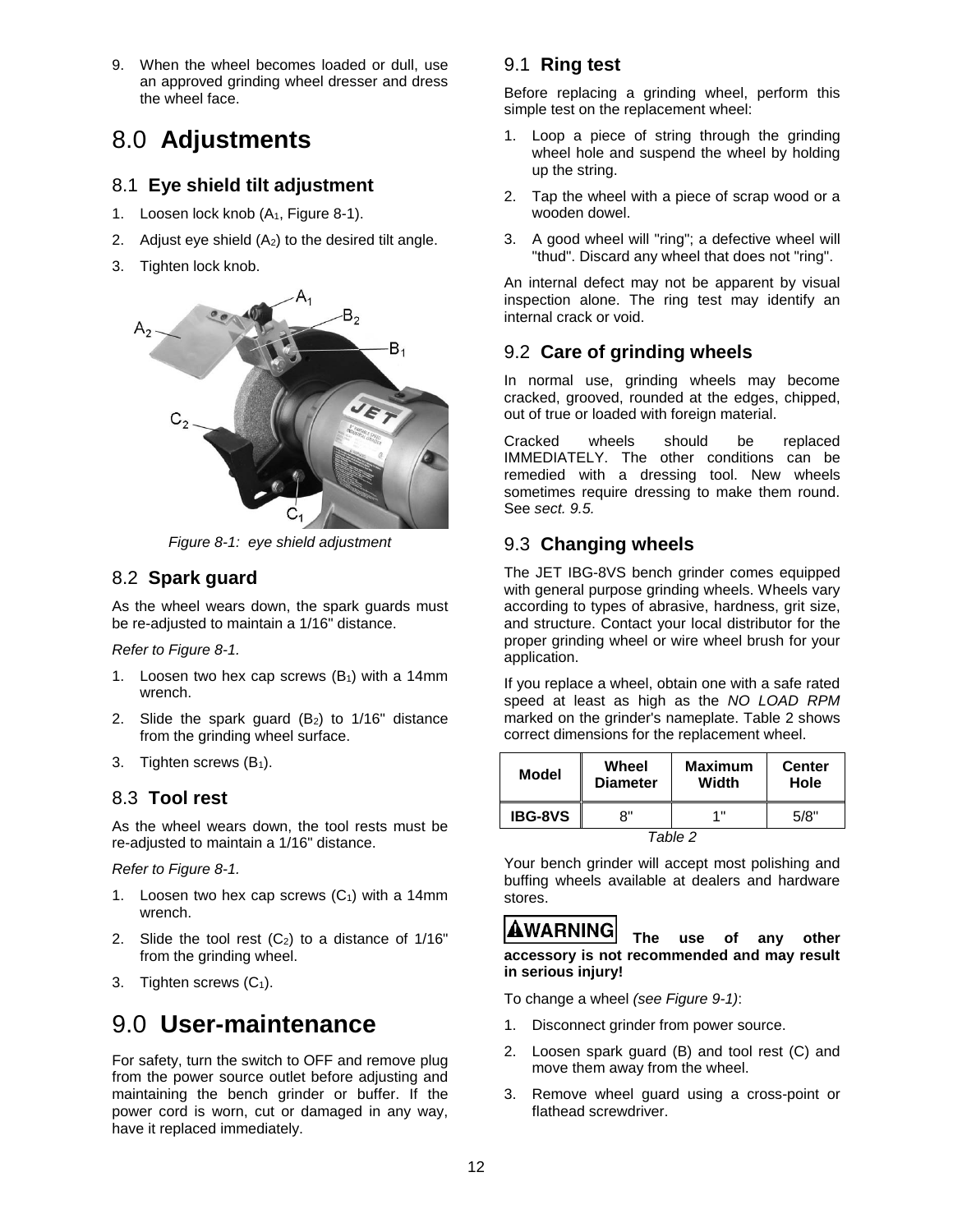9. When the wheel becomes loaded or dull, use an approved grinding wheel dresser and dress the wheel face.

# 8.0 Adjustments

## 8.1 Eye shield tilt adjustment

1. Loosen lock knob ($A_1$, Figure 8-1).
2. Adjust eye shield ($A_2$) to the desired tilt angle.
3. Tighten lock knob.

*Figure 8-1: eye shield adjustment*

## 8.2 Spark guard

As the wheel wears down, the spark guards must be re-adjusted to maintain a 1/16" distance.

*Refer to Figure 8-1.*

1. Loosen two hex cap screws ($B_1$) with a 14mm wrench.
2. Slide the spark guard ($B_2$) to 1/16" distance from the grinding wheel surface.
3. Tighten screws ($B_1$).

## 8.3 Tool rest

As the wheel wears down, the tool rests must be re-adjusted to maintain a 1/16" distance.

*Refer to Figure 8-1.*

1. Loosen two hex cap screws ($C_1$) with a 14mm wrench.
2. Slide the tool rest ($C_2$) to a distance of 1/16" from the grinding wheel.
3. Tighten screws ($C_1$).

# 9.0 User-maintenance

For safety, turn the switch to OFF and remove plug from the power source outlet before adjusting and maintaining the bench grinder or buffer. If the power cord is worn, cut or damaged in any way, have it replaced immediately.

## 9.1 Ring test

Before replacing a grinding wheel, perform this simple test on the replacement wheel:

1. Loop a piece of string through the grinding wheel hole and suspend the wheel by holding up the string.
2. Tap the wheel with a piece of scrap wood or a wooden dowel.
3. A good wheel will "ring"; a defective wheel will "thud". Discard any wheel that does not "ring".

An internal defect may not be apparent by visual inspection alone. The ring test may identify an internal crack or void.

## 9.2 Care of grinding wheels

In normal use, grinding wheels may become cracked, grooved, rounded at the edges, chipped, out of true or loaded with foreign material.

Cracked wheels should be replaced IMMEDIATELY. The other conditions can be remedied with a dressing tool. New wheels sometimes require dressing to make them round. See *sect. 9.5.*

## 9.3 Changing wheels

The JET IBG-8VS bench grinder comes equipped with general purpose grinding wheels. Wheels vary according to types of abrasive, hardness, grit size, and structure. Contact your local distributor for the proper grinding wheel or wire wheel brush for your application.

If you replace a wheel, obtain one with a safe rated speed at least as high as the *NO LOAD RPM* marked on the grinder's nameplate. Table 2 shows correct dimensions for the replacement wheel.

| Model | Wheel Diameter | Maximum Width | Center Hole |
|---|---|---|---|
| IBG-8VS | 8" | 1" | 5/8" |

*Table 2*

Your bench grinder will accept most polishing and buffing wheels available at dealers and hardware stores.

**WARNING The use of any other accessory is not recommended and may result in serious injury!**

To change a wheel *(see Figure 9-1)*:

1. Disconnect grinder from power source.
2. Loosen spark guard (B) and tool rest (C) and move them away from the wheel.
3. Remove wheel guard using a cross-point or flathead screwdriver.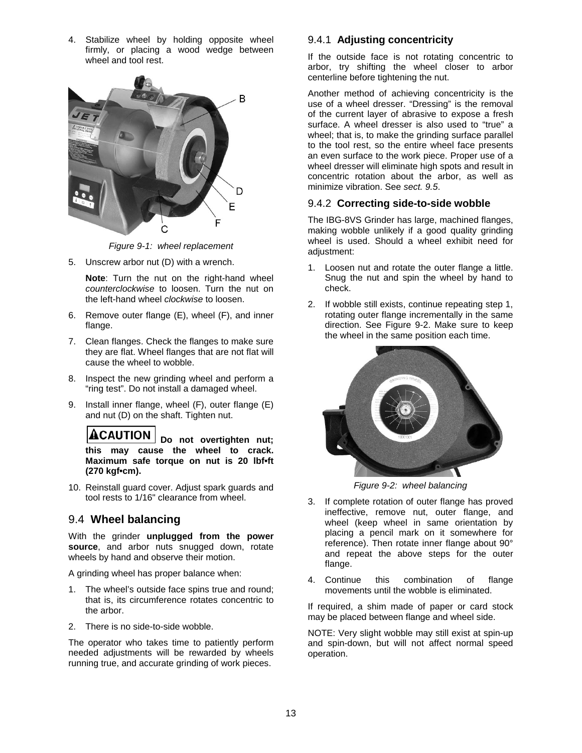4. Stabilize wheel by holding opposite wheel firmly, or placing a wood wedge between wheel and tool rest.

*Figure 9-1: wheel replacement*

5. Unscrew arbor nut (D) with a wrench.

   **Note**: Turn the nut on the right-hand wheel *counterclockwise* to loosen. Turn the nut on the left-hand wheel *clockwise* to loosen.

6. Remove outer flange (E), wheel (F), and inner flange.
7. Clean flanges. Check the flanges to make sure they are flat. Wheel flanges that are not flat will cause the wheel to wobble.
8. Inspect the new grinding wheel and perform a "ring test". Do not install a damaged wheel.
9. Install inner flange, wheel (F), outer flange (E) and nut (D) on the shaft. Tighten nut.

   **CAUTION** **Do not overtighten nut; this may cause the wheel to crack. Maximum safe torque on nut is 20 lbf•ft (270 kgf•cm).**

10. Reinstall guard cover. Adjust spark guards and tool rests to 1/16" clearance from wheel.

## 9.4 Wheel balancing

With the grinder **unplugged from the power source**, and arbor nuts snugged down, rotate wheels by hand and observe their motion.

A grinding wheel has proper balance when:

1. The wheel's outside face spins true and round; that is, its circumference rotates concentric to the arbor.
2. There is no side-to-side wobble.

The operator who takes time to patiently perform needed adjustments will be rewarded by wheels running true, and accurate grinding of work pieces.

### 9.4.1 Adjusting concentricity

If the outside face is not rotating concentric to arbor, try shifting the wheel closer to arbor centerline before tightening the nut.

Another method of achieving concentricity is the use of a wheel dresser. "Dressing" is the removal of the current layer of abrasive to expose a fresh surface. A wheel dresser is also used to "true" a wheel; that is, to make the grinding surface parallel to the tool rest, so the entire wheel face presents an even surface to the work piece. Proper use of a wheel dresser will eliminate high spots and result in concentric rotation about the arbor, as well as minimize vibration. See *sect. 9.5*.

### 9.4.2 Correcting side-to-side wobble

The IBG-8VS Grinder has large, machined flanges, making wobble unlikely if a good quality grinding wheel is used. Should a wheel exhibit need for adjustment:

1. Loosen nut and rotate the outer flange a little. Snug the nut and spin the wheel by hand to check.
2. If wobble still exists, continue repeating step 1, rotating outer flange incrementally in the same direction. See Figure 9-2. Make sure to keep the wheel in the same position each time.

*Figure 9-2: wheel balancing*

3. If complete rotation of outer flange has proved ineffective, remove nut, outer flange, and wheel (keep wheel in same orientation by placing a pencil mark on it somewhere for reference). Then rotate inner flange about 90° and repeat the above steps for the outer flange.
4. Continue this combination of flange movements until the wobble is eliminated.

If required, a shim made of paper or card stock may be placed between flange and wheel side.

NOTE: Very slight wobble may still exist at spin-up and spin-down, but will not affect normal speed operation.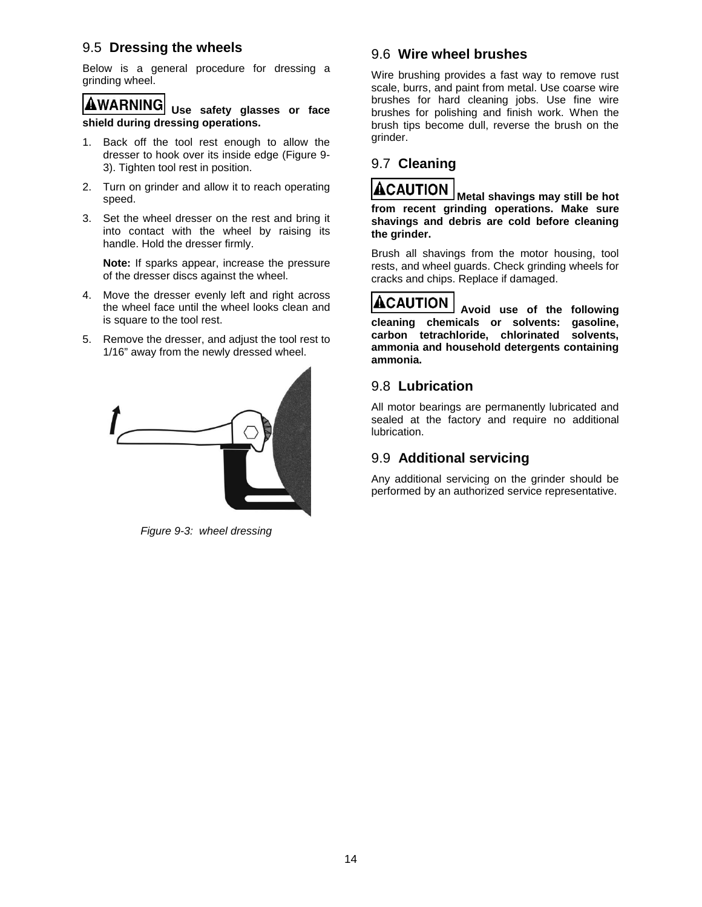## 9.5 Dressing the wheels

Below is a general procedure for dressing a grinding wheel.

**⚠WARNING Use safety glasses or face shield during dressing operations.**

1. Back off the tool rest enough to allow the dresser to hook over its inside edge (Figure 9-3). Tighten tool rest in position.
2. Turn on grinder and allow it to reach operating speed.
3. Set the wheel dresser on the rest and bring it into contact with the wheel by raising its handle. Hold the dresser firmly.

   **Note:** If sparks appear, increase the pressure of the dresser discs against the wheel.

4. Move the dresser evenly left and right across the wheel face until the wheel looks clean and is square to the tool rest.
5. Remove the dresser, and adjust the tool rest to 1/16" away from the newly dressed wheel.

*Figure 9-3: wheel dressing*

## 9.6 Wire wheel brushes

Wire brushing provides a fast way to remove rust scale, burrs, and paint from metal. Use coarse wire brushes for hard cleaning jobs. Use fine wire brushes for polishing and finish work. When the brush tips become dull, reverse the brush on the grinder.

## 9.7 Cleaning

**⚠CAUTION Metal shavings may still be hot from recent grinding operations. Make sure shavings and debris are cold before cleaning the grinder.**

Brush all shavings from the motor housing, tool rests, and wheel guards. Check grinding wheels for cracks and chips. Replace if damaged.

**⚠CAUTION Avoid use of the following cleaning chemicals or solvents: gasoline, carbon tetrachloride, chlorinated solvents, ammonia and household detergents containing ammonia.**

## 9.8 Lubrication

All motor bearings are permanently lubricated and sealed at the factory and require no additional lubrication.

## 9.9 Additional servicing

Any additional servicing on the grinder should be performed by an authorized service representative.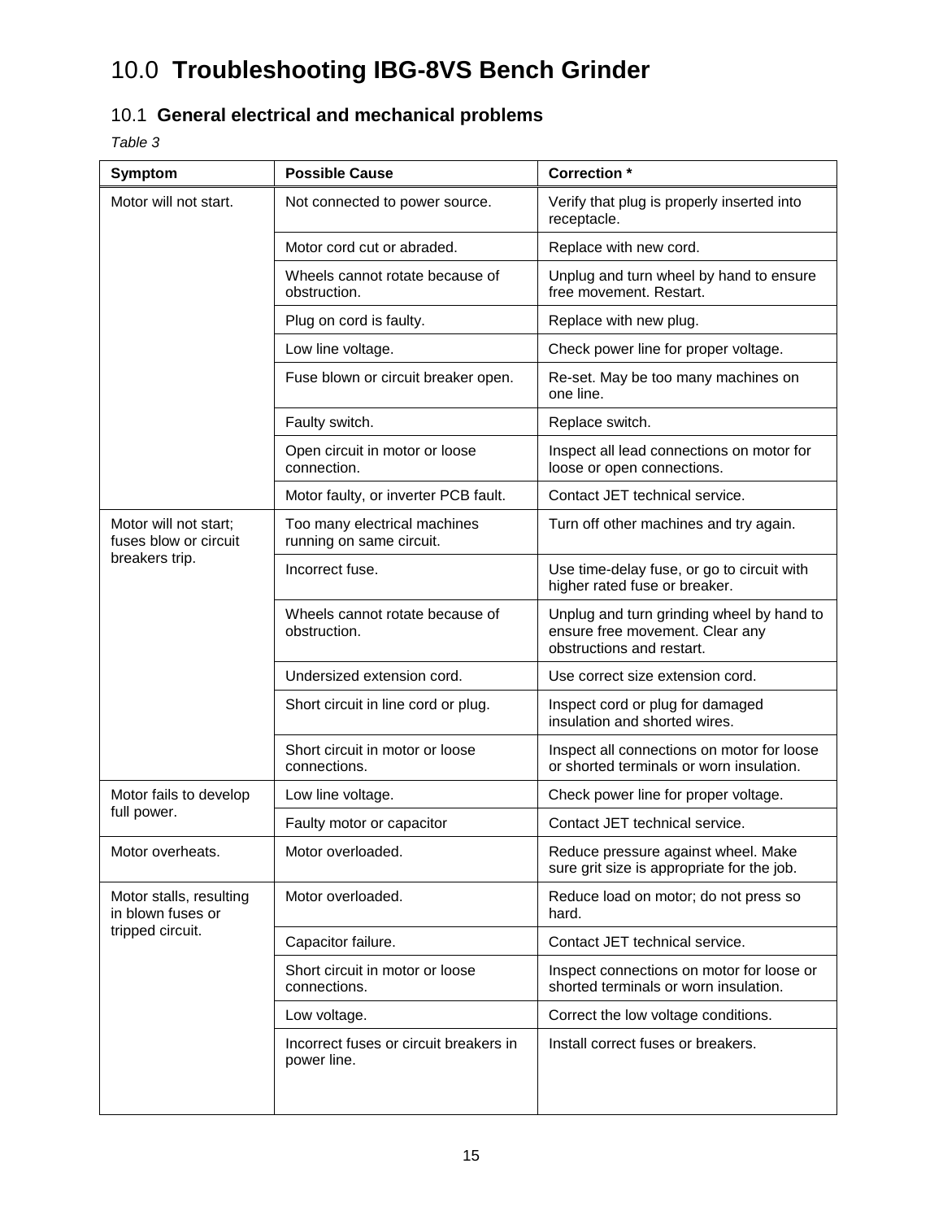# 10.0 Troubleshooting IBG-8VS Bench Grinder

## 10.1 General electrical and mechanical problems

*Table 3*

| Symptom | Possible Cause | Correction * |
|---|---|---|
| Motor will not start. | Not connected to power source. | Verify that plug is properly inserted into receptacle. |
| | Motor cord cut or abraded. | Replace with new cord. |
| | Wheels cannot rotate because of obstruction. | Unplug and turn wheel by hand to ensure free movement. Restart. |
| | Plug on cord is faulty. | Replace with new plug. |
| | Low line voltage. | Check power line for proper voltage. |
| | Fuse blown or circuit breaker open. | Re-set. May be too many machines on one line. |
| | Faulty switch. | Replace switch. |
| | Open circuit in motor or loose connection. | Inspect all lead connections on motor for loose or open connections. |
| | Motor faulty, or inverter PCB fault. | Contact JET technical service. |
| Motor will not start; fuses blow or circuit breakers trip. | Too many electrical machines running on same circuit. | Turn off other machines and try again. |
| | Incorrect fuse. | Use time-delay fuse, or go to circuit with higher rated fuse or breaker. |
| | Wheels cannot rotate because of obstruction. | Unplug and turn grinding wheel by hand to ensure free movement. Clear any obstructions and restart. |
| | Undersized extension cord. | Use correct size extension cord. |
| | Short circuit in line cord or plug. | Inspect cord or plug for damaged insulation and shorted wires. |
| | Short circuit in motor or loose connections. | Inspect all connections on motor for loose or shorted terminals or worn insulation. |
| Motor fails to develop full power. | Low line voltage. | Check power line for proper voltage. |
| | Faulty motor or capacitor | Contact JET technical service. |
| Motor overheats. | Motor overloaded. | Reduce pressure against wheel. Make sure grit size is appropriate for the job. |
| Motor stalls, resulting in blown fuses or tripped circuit. | Motor overloaded. | Reduce load on motor; do not press so hard. |
| | Capacitor failure. | Contact JET technical service. |
| | Short circuit in motor or loose connections. | Inspect connections on motor for loose or shorted terminals or worn insulation. |
| | Low voltage. | Correct the low voltage conditions. |
| | Incorrect fuses or circuit breakers in power line. | Install correct fuses or breakers. |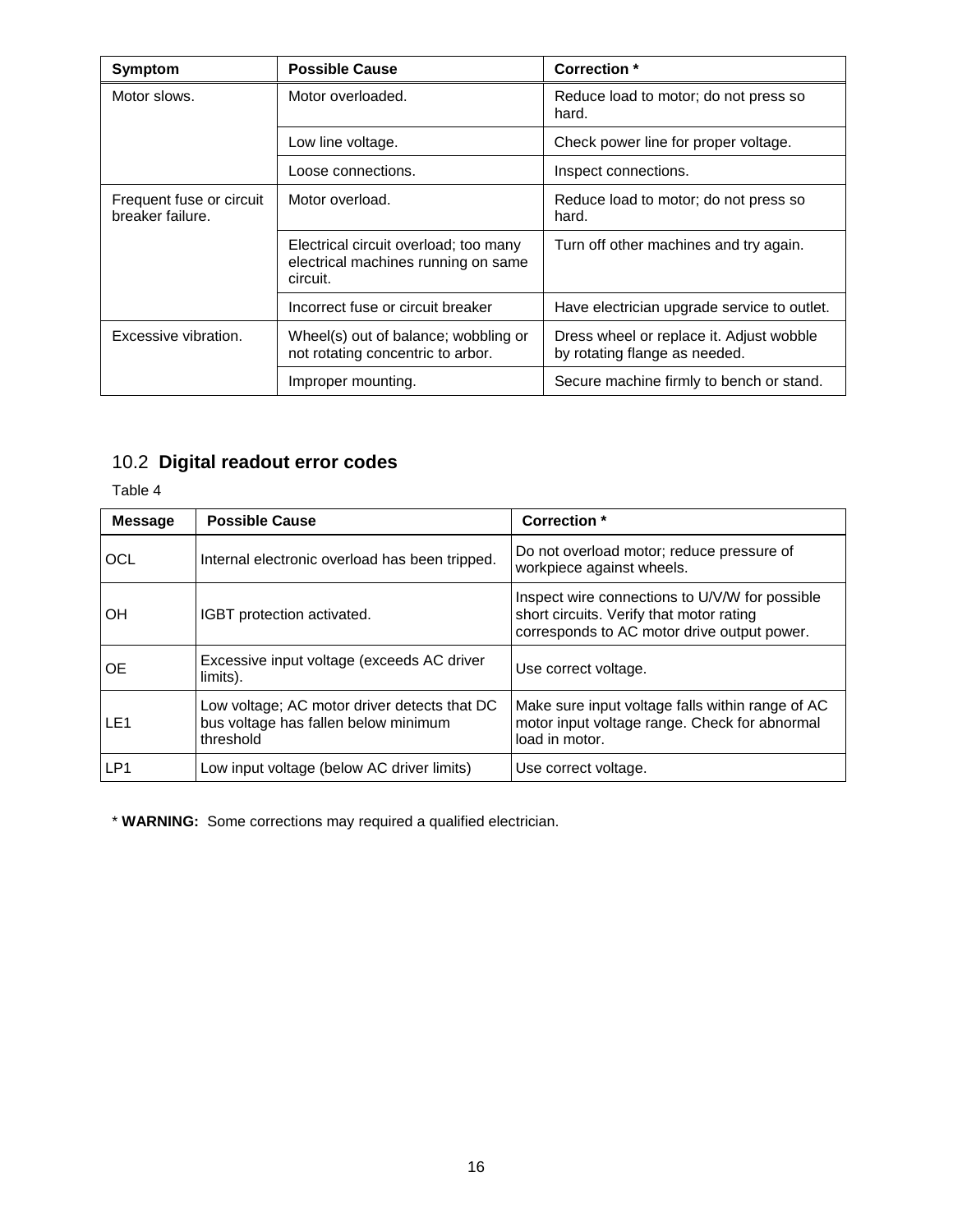| Symptom | Possible Cause | Correction * |
|---|---|---|
| Motor slows. | Motor overloaded. | Reduce load to motor; do not press so hard. |
| | Low line voltage. | Check power line for proper voltage. |
| | Loose connections. | Inspect connections. |
| Frequent fuse or circuit breaker failure. | Motor overload. | Reduce load to motor; do not press so hard. |
| | Electrical circuit overload; too many electrical machines running on same circuit. | Turn off other machines and try again. |
| | Incorrect fuse or circuit breaker | Have electrician upgrade service to outlet. |
| Excessive vibration. | Wheel(s) out of balance; wobbling or not rotating concentric to arbor. | Dress wheel or replace it. Adjust wobble by rotating flange as needed. |
| | Improper mounting. | Secure machine firmly to bench or stand. |

## 10.2 Digital readout error codes

Table 4

| Message | Possible Cause | Correction * |
|---|---|---|
| OCL | Internal electronic overload has been tripped. | Do not overload motor; reduce pressure of workpiece against wheels. |
| OH | IGBT protection activated. | Inspect wire connections to U/V/W for possible short circuits. Verify that motor rating corresponds to AC motor drive output power. |
| OE | Excessive input voltage (exceeds AC driver limits). | Use correct voltage. |
| LE1 | Low voltage; AC motor driver detects that DC bus voltage has fallen below minimum threshold | Make sure input voltage falls within range of AC motor input voltage range. Check for abnormal load in motor. |
| LP1 | Low input voltage (below AC driver limits) | Use correct voltage. |

* **WARNING:** Some corrections may required a qualified electrician.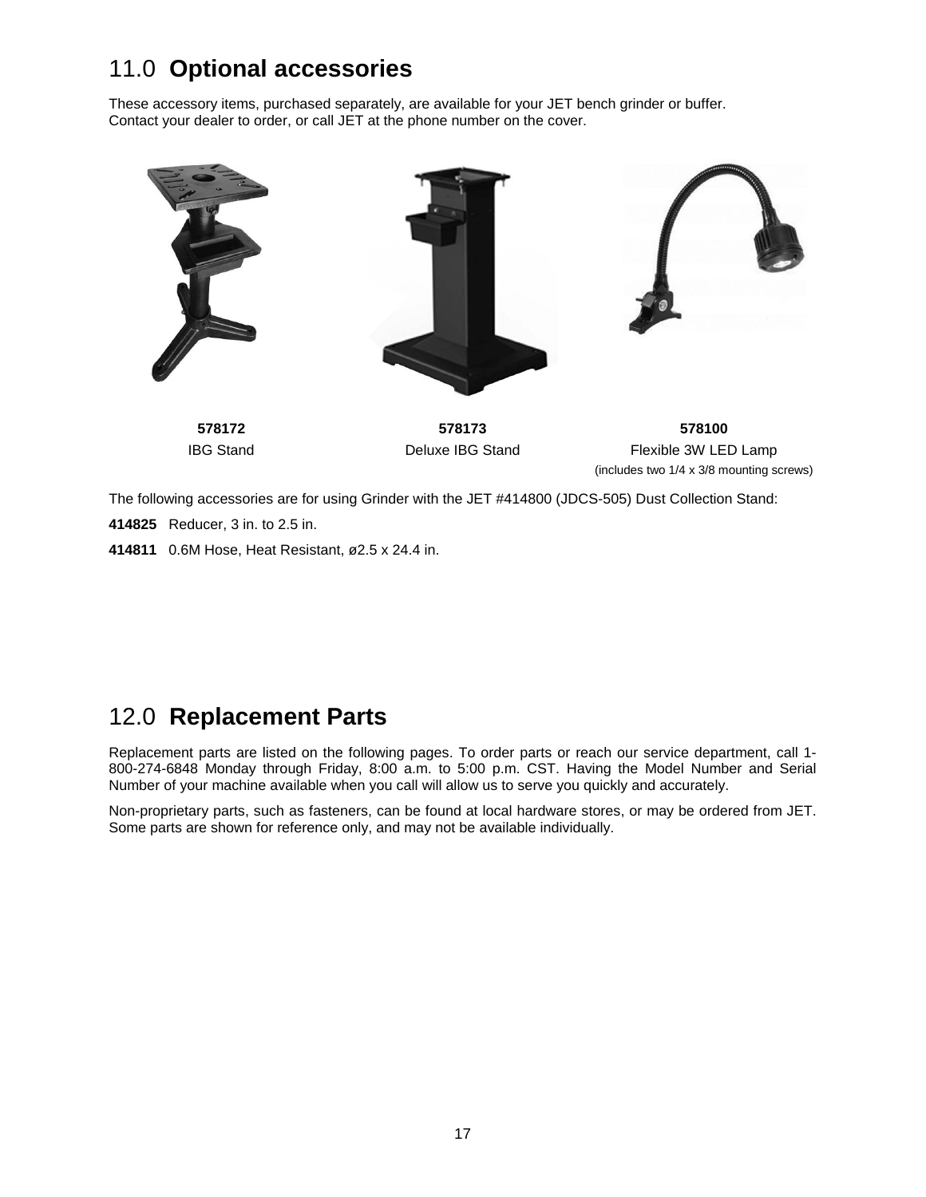## 11.0 **Optional accessories**

These accessory items, purchased separately, are available for your JET bench grinder or buffer.
Contact your dealer to order, or call JET at the phone number on the cover.

| **578172** | **578173** | **578100** |
|---|---|---|
| IBG Stand | Deluxe IBG Stand | Flexible 3W LED Lamp (includes two 1/4 x 3/8 mounting screws) |

The following accessories are for using Grinder with the JET #414800 (JDCS-505) Dust Collection Stand:

**414825** Reducer, 3 in. to 2.5 in.

**414811** 0.6M Hose, Heat Resistant, ø2.5 x 24.4 in.

## 12.0 **Replacement Parts**

Replacement parts are listed on the following pages. To order parts or reach our service department, call 1-800-274-6848 Monday through Friday, 8:00 a.m. to 5:00 p.m. CST. Having the Model Number and Serial Number of your machine available when you call will allow us to serve you quickly and accurately.

Non-proprietary parts, such as fasteners, can be found at local hardware stores, or may be ordered from JET. Some parts are shown for reference only, and may not be available individually.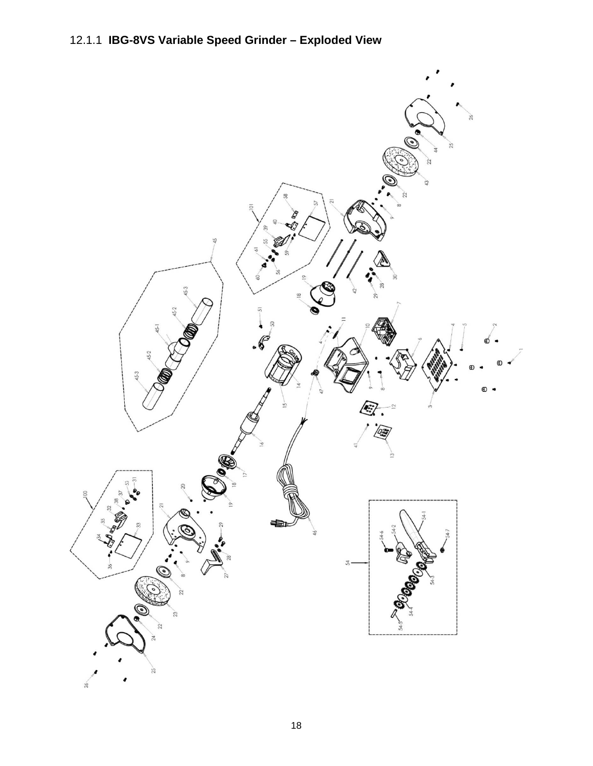### 12.1.1 **IBG-8VS Variable Speed Grinder – Exploded View**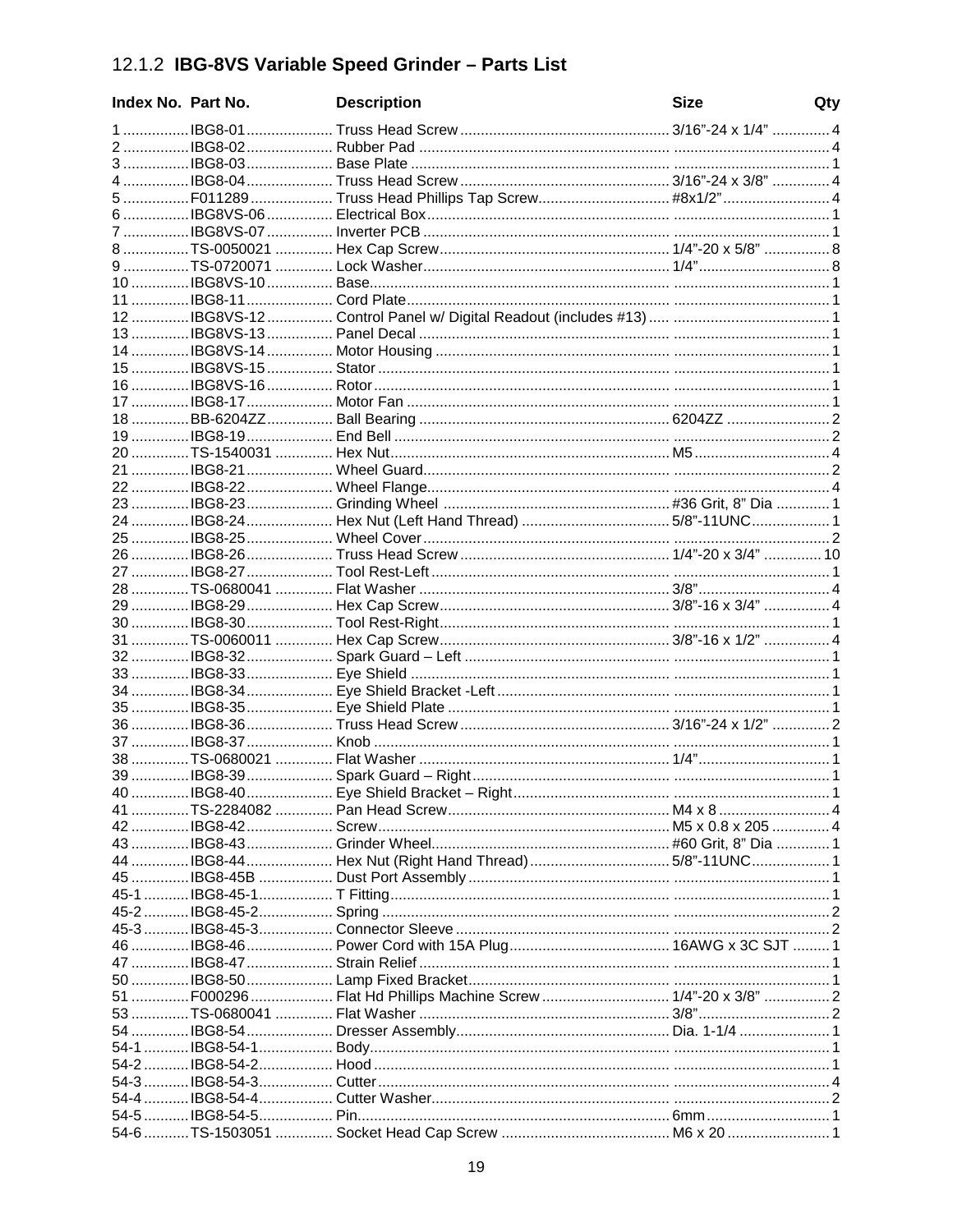## 12.1.2 IBG-8VS Variable Speed Grinder – Parts List

| Index No. | Part No. | Description | Size | Qty |
|---|---|---|---|---|
| 1 | IBG8-01 | Truss Head Screw | 3/16”-24 x 1/4” | 4 |
| 2 | IBG8-02 | Rubber Pad | | 4 |
| 3 | IBG8-03 | Base Plate | | 1 |
| 4 | IBG8-04 | Truss Head Screw | 3/16”-24 x 3/8” | 4 |
| 5 | F011289 | Truss Head Phillips Tap Screw | #8x1/2” | 4 |
| 6 | IBG8VS-06 | Electrical Box | | 1 |
| 7 | IBG8VS-07 | Inverter PCB | | 1 |
| 8 | TS-0050021 | Hex Cap Screw | 1/4”-20 x 5/8” | 8 |
| 9 | TS-0720071 | Lock Washer | 1/4” | 8 |
| 10 | IBG8VS-10 | Base | | 1 |
| 11 | IBG8-11 | Cord Plate | | 1 |
| 12 | IBG8VS-12 | Control Panel w/ Digital Readout (includes #13) | | 1 |
| 13 | IBG8VS-13 | Panel Decal | | 1 |
| 14 | IBG8VS-14 | Motor Housing | | 1 |
| 15 | IBG8VS-15 | Stator | | 1 |
| 16 | IBG8VS-16 | Rotor | | 1 |
| 17 | IBG8-17 | Motor Fan | | 1 |
| 18 | BB-6204ZZ | Ball Bearing | 6204ZZ | 2 |
| 19 | IBG8-19 | End Bell | | 2 |
| 20 | TS-1540031 | Hex Nut | M5 | 4 |
| 21 | IBG8-21 | Wheel Guard | | 2 |
| 22 | IBG8-22 | Wheel Flange | | 4 |
| 23 | IBG8-23 | Grinding Wheel | #36 Grit, 8” Dia | 1 |
| 24 | IBG8-24 | Hex Nut (Left Hand Thread) | 5/8”-11UNC | 1 |
| 25 | IBG8-25 | Wheel Cover | | 2 |
| 26 | IBG8-26 | Truss Head Screw | 1/4”-20 x 3/4” | 10 |
| 27 | IBG8-27 | Tool Rest-Left | | 1 |
| 28 | TS-0680041 | Flat Washer | 3/8” | 4 |
| 29 | IBG8-29 | Hex Cap Screw | 3/8”-16 x 3/4” | 4 |
| 30 | IBG8-30 | Tool Rest-Right | | 1 |
| 31 | TS-0060011 | Hex Cap Screw | 3/8”-16 x 1/2” | 4 |
| 32 | IBG8-32 | Spark Guard – Left | | 1 |
| 33 | IBG8-33 | Eye Shield | | 1 |
| 34 | IBG8-34 | Eye Shield Bracket -Left | | 1 |
| 35 | IBG8-35 | Eye Shield Plate | | 1 |
| 36 | IBG8-36 | Truss Head Screw | 3/16”-24 x 1/2” | 2 |
| 37 | IBG8-37 | Knob | | 1 |
| 38 | TS-0680021 | Flat Washer | 1/4” | 1 |
| 39 | IBG8-39 | Spark Guard – Right | | 1 |
| 40 | IBG8-40 | Eye Shield Bracket – Right | | 1 |
| 41 | TS-2284082 | Pan Head Screw | M4 x 8 | 4 |
| 42 | IBG8-42 | Screw | M5 x 0.8 x 205 | 4 |
| 43 | IBG8-43 | Grinder Wheel | #60 Grit, 8” Dia | 1 |
| 44 | IBG8-44 | Hex Nut (Right Hand Thread) | 5/8”-11UNC | 1 |
| 45 | IBG8-45B | Dust Port Assembly | | 1 |
| 45-1 | IBG8-45-1 | T Fitting | | 1 |
| 45-2 | IBG8-45-2 | Spring | | 2 |
| 45-3 | IBG8-45-3 | Connector Sleeve | | 2 |
| 46 | IBG8-46 | Power Cord with 15A Plug | 16AWG x 3C SJT | 1 |
| 47 | IBG8-47 | Strain Relief | | 1 |
| 50 | IBG8-50 | Lamp Fixed Bracket | | 1 |
| 51 | F000296 | Flat Hd Phillips Machine Screw | 1/4”-20 x 3/8” | 2 |
| 53 | TS-0680041 | Flat Washer | 3/8” | 2 |
| 54 | IBG8-54 | Dresser Assembly | Dia. 1-1/4 | 1 |
| 54-1 | IBG8-54-1 | Body | | 1 |
| 54-2 | IBG8-54-2 | Hood | | 1 |
| 54-3 | IBG8-54-3 | Cutter | | 4 |
| 54-4 | IBG8-54-4 | Cutter Washer | | 2 |
| 54-5 | IBG8-54-5 | Pin | 6mm | 1 |
| 54-6 | TS-1503051 | Socket Head Cap Screw | M6 x 20 | 1 |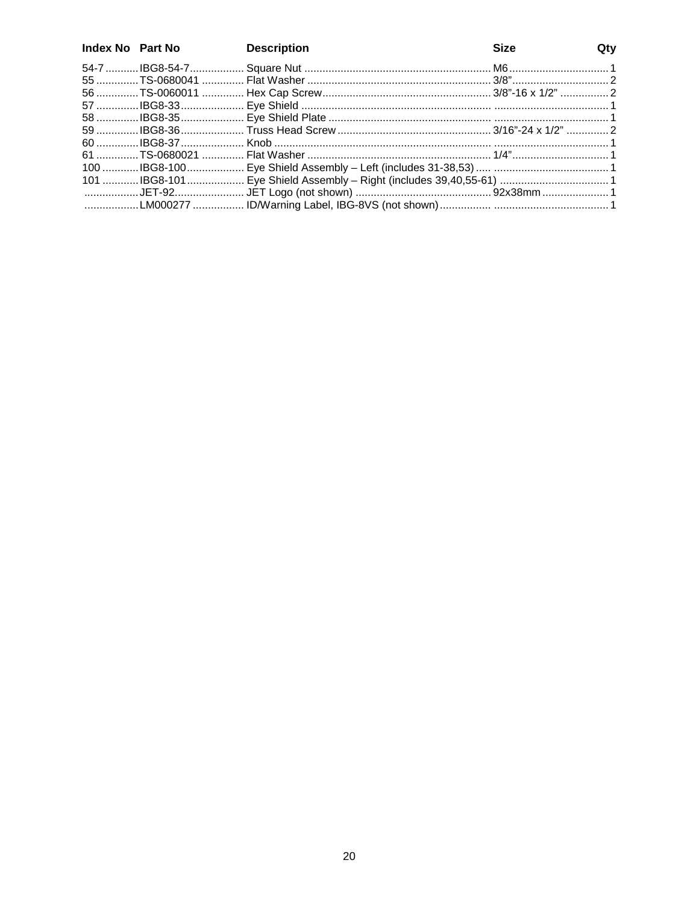| Index No | Part No | Description | Size | Qty |
|---|---|---|---|---|
| 54-7 | IBG8-54-7 | Square Nut | M6 | 1 |
| 55 | TS-0680041 | Flat Washer | 3/8” | 2 |
| 56 | TS-0060011 | Hex Cap Screw | 3/8”-16 x 1/2” | 2 |
| 57 | IBG8-33 | Eye Shield | | 1 |
| 58 | IBG8-35 | Eye Shield Plate | | 1 |
| 59 | IBG8-36 | Truss Head Screw | 3/16”-24 x 1/2” | 2 |
| 60 | IBG8-37 | Knob | | 1 |
| 61 | TS-0680021 | Flat Washer | 1/4” | 1 |
| 100 | IBG8-100 | Eye Shield Assembly – Left (includes 31-38,53) | | 1 |
| 101 | IBG8-101 | Eye Shield Assembly – Right (includes 39,40,55-61) | | 1 |
| | JET-92 | JET Logo (not shown) | 92x38mm | 1 |
| | LM000277 | ID/Warning Label, IBG-8VS (not shown) | | 1 |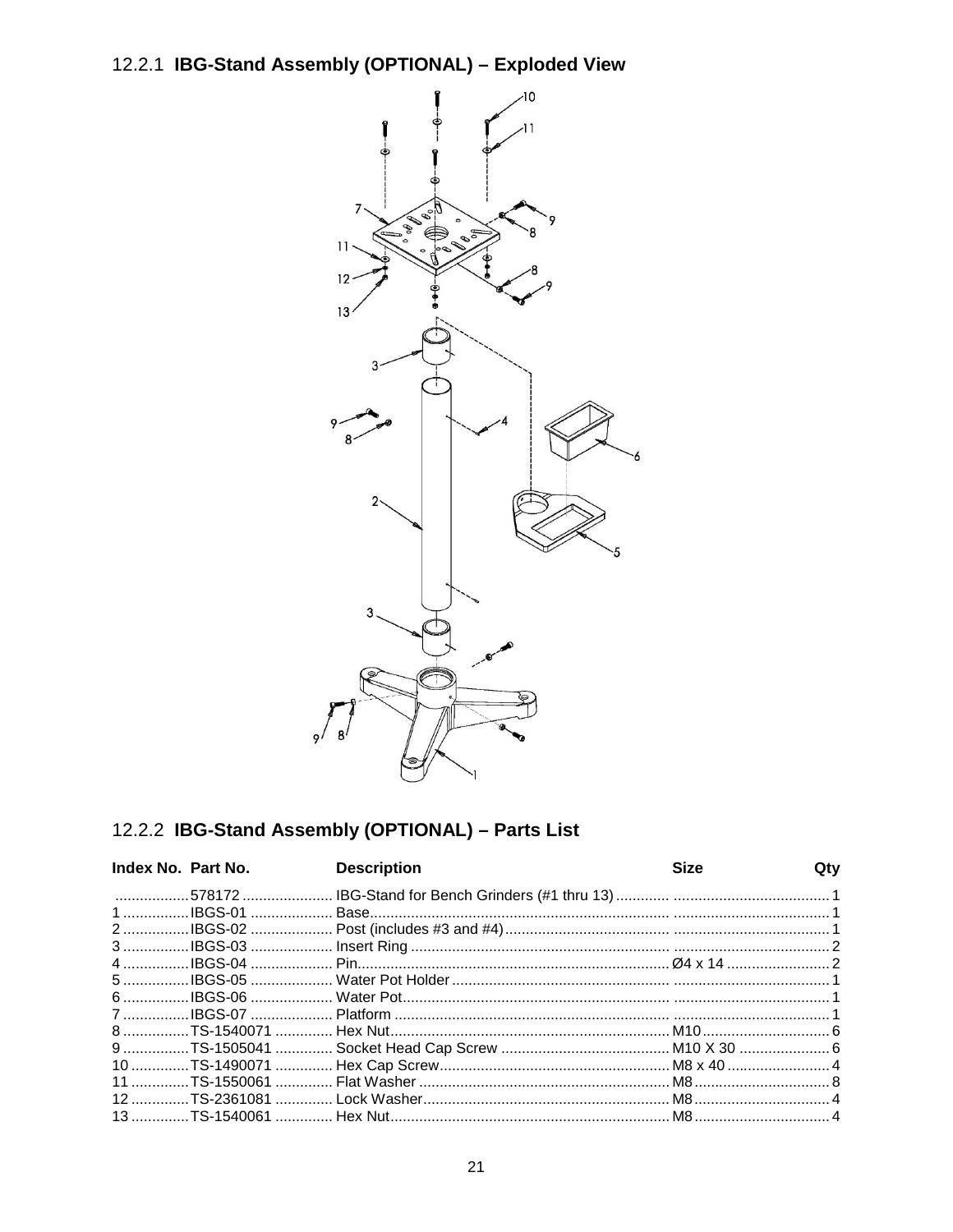### 12.2.1 **IBG-Stand Assembly (OPTIONAL) – Exploded View**

### 12.2.2 **IBG-Stand Assembly (OPTIONAL) – Parts List**

| Index No. | Part No. | Description | Size | Qty |
|---|---|---|---|---|
| | 578172 | IBG-Stand for Bench Grinders (#1 thru 13) | | 1 |
| 1 | IBGS-01 | Base | | 1 |
| 2 | IBGS-02 | Post (includes #3 and #4) | | 1 |
| 3 | IBGS-03 | Insert Ring | | 2 |
| 4 | IBGS-04 | Pin | Ø4 x 14 | 2 |
| 5 | IBGS-05 | Water Pot Holder | | 1 |
| 6 | IBGS-06 | Water Pot | | 1 |
| 7 | IBGS-07 | Platform | | 1 |
| 8 | TS-1540071 | Hex Nut | M10 | 6 |
| 9 | TS-1505041 | Socket Head Cap Screw | M10 X 30 | 6 |
| 10 | TS-1490071 | Hex Cap Screw | M8 x 40 | 4 |
| 11 | TS-1550061 | Flat Washer | M8 | 8 |
| 12 | TS-2361081 | Lock Washer | M8 | 4 |
| 13 | TS-1540061 | Hex Nut | M8 | 4 |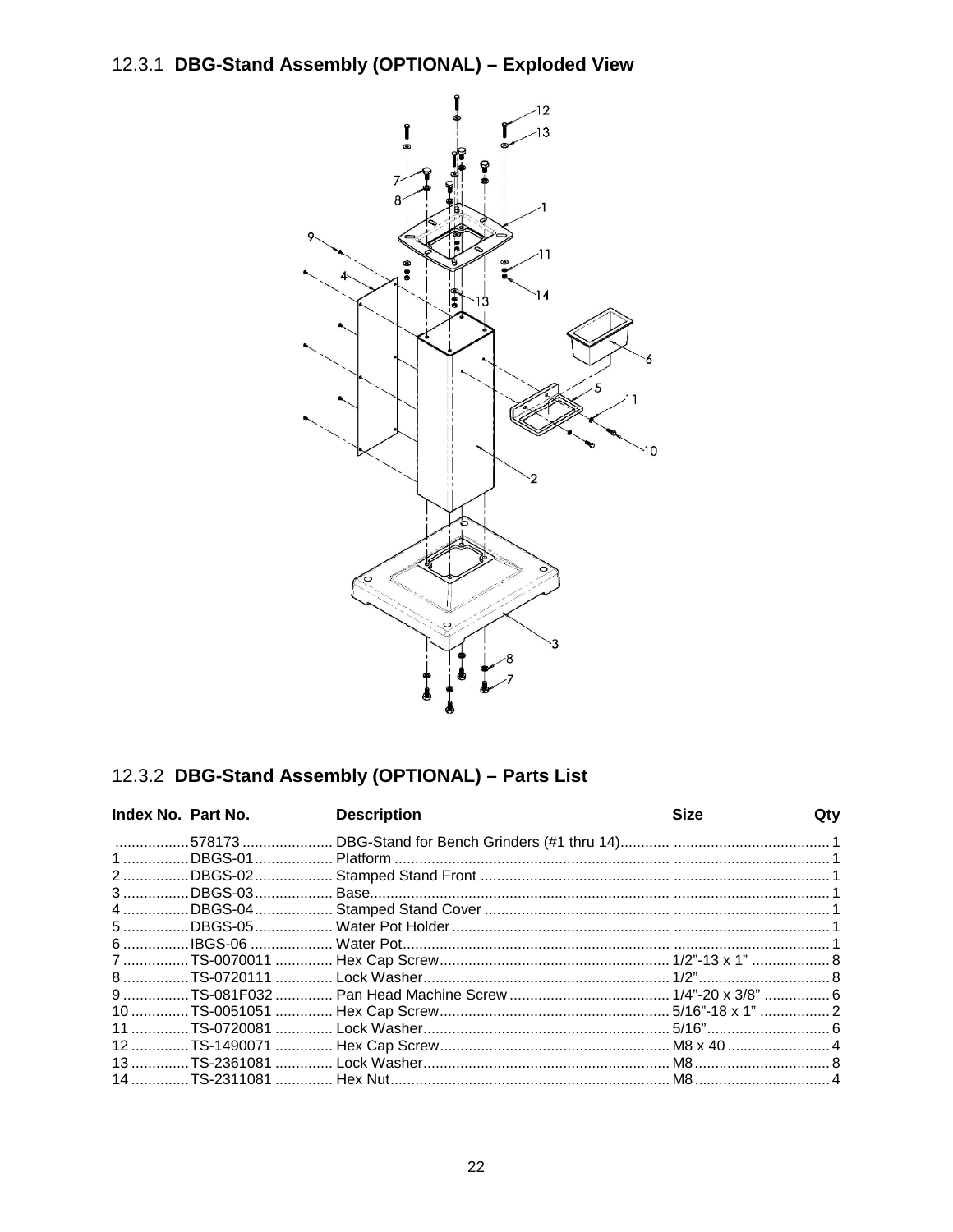## 12.3.1 DBG-Stand Assembly (OPTIONAL) – Exploded View

## 12.3.2 DBG-Stand Assembly (OPTIONAL) – Parts List

| Index No. | Part No. | Description | Size | Qty |
|---|---|---|---|---|
| | 578173 | DBG-Stand for Bench Grinders (#1 thru 14) | | 1 |
| 1 | DBGS-01 | Platform | | 1 |
| 2 | DBGS-02 | Stamped Stand Front | | 1 |
| 3 | DBGS-03 | Base | | 1 |
| 4 | DBGS-04 | Stamped Stand Cover | | 1 |
| 5 | DBGS-05 | Water Pot Holder | | 1 |
| 6 | IBGS-06 | Water Pot | | 1 |
| 7 | TS-0070011 | Hex Cap Screw | 1/2"-13 x 1" | 8 |
| 8 | TS-0720111 | Lock Washer | 1/2" | 8 |
| 9 | TS-081F032 | Pan Head Machine Screw | 1/4"-20 x 3/8" | 6 |
| 10 | TS-0051051 | Hex Cap Screw | 5/16"-18 x 1" | 2 |
| 11 | TS-0720081 | Lock Washer | 5/16" | 6 |
| 12 | TS-1490071 | Hex Cap Screw | M8 x 40 | 4 |
| 13 | TS-2361081 | Lock Washer | M8 | 8 |
| 14 | TS-2311081 | Hex Nut | M8 | 4 |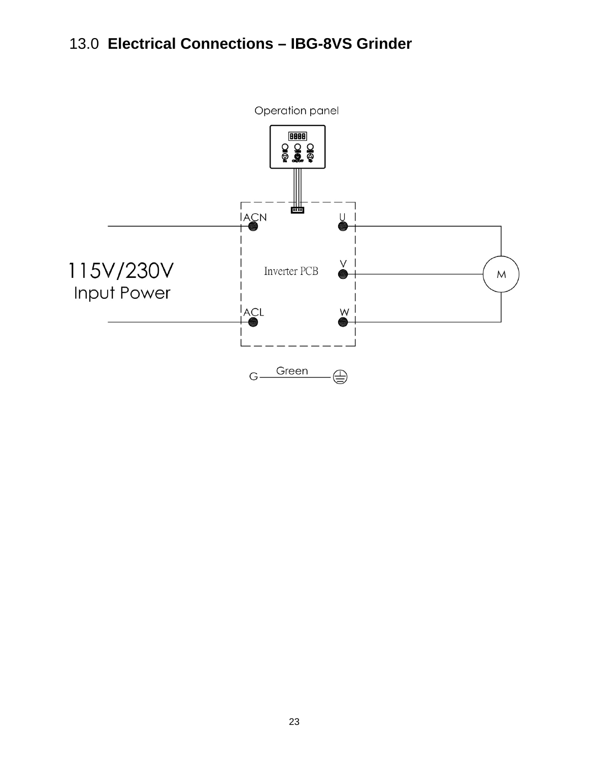## 13.0 **Electrical Connections – IBG-8VS Grinder**

Operation panel

ACN

U

115V/230V
Input Power

Inverter PCB

V

M

ACL

W

G Green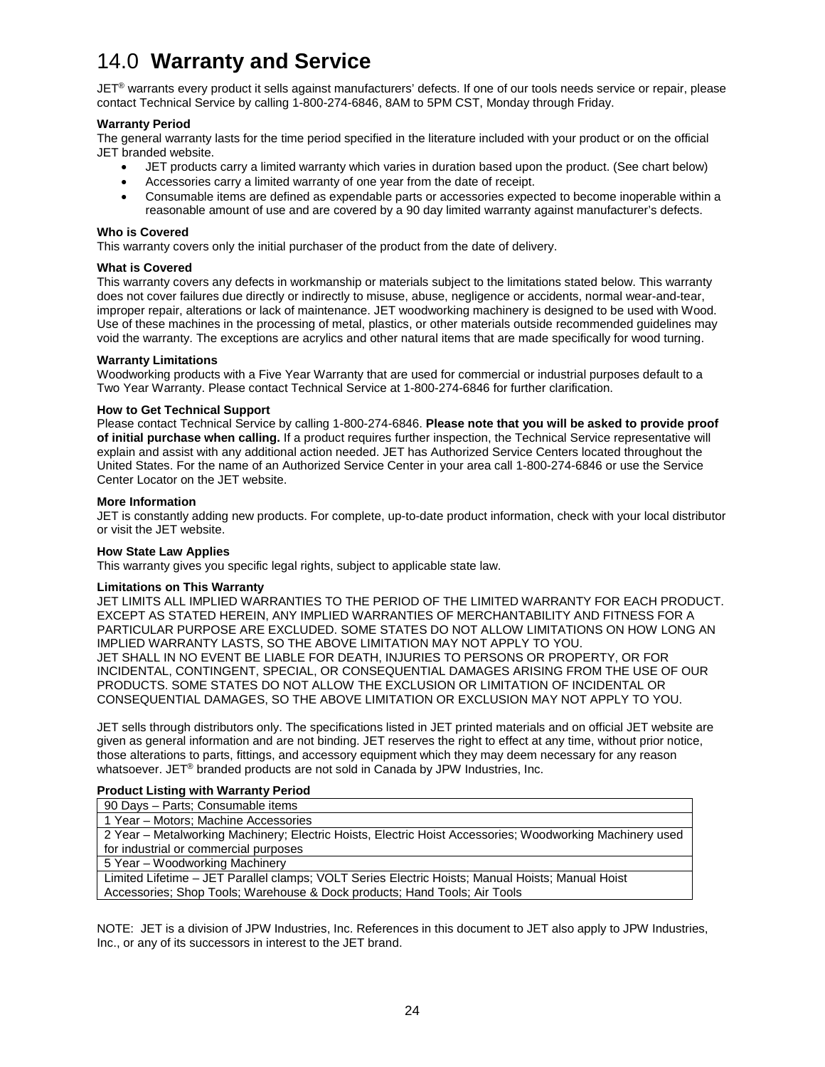# 14.0 **Warranty and Service**

JET® warrants every product it sells against manufacturers' defects. If one of our tools needs service or repair, please contact Technical Service by calling 1-800-274-6846, 8AM to 5PM CST, Monday through Friday.

**Warranty Period**

The general warranty lasts for the time period specified in the literature included with your product or on the official JET branded website.

- JET products carry a limited warranty which varies in duration based upon the product. (See chart below)
- Accessories carry a limited warranty of one year from the date of receipt.
- Consumable items are defined as expendable parts or accessories expected to become inoperable within a reasonable amount of use and are covered by a 90 day limited warranty against manufacturer's defects.

**Who is Covered**

This warranty covers only the initial purchaser of the product from the date of delivery.

**What is Covered**

This warranty covers any defects in workmanship or materials subject to the limitations stated below. This warranty does not cover failures due directly or indirectly to misuse, abuse, negligence or accidents, normal wear-and-tear, improper repair, alterations or lack of maintenance. JET woodworking machinery is designed to be used with Wood. Use of these machines in the processing of metal, plastics, or other materials outside recommended guidelines may void the warranty. The exceptions are acrylics and other natural items that are made specifically for wood turning.

**Warranty Limitations**

Woodworking products with a Five Year Warranty that are used for commercial or industrial purposes default to a Two Year Warranty. Please contact Technical Service at 1-800-274-6846 for further clarification.

**How to Get Technical Support**

Please contact Technical Service by calling 1-800-274-6846. **Please note that you will be asked to provide proof of initial purchase when calling.** If a product requires further inspection, the Technical Service representative will explain and assist with any additional action needed. JET has Authorized Service Centers located throughout the United States. For the name of an Authorized Service Center in your area call 1-800-274-6846 or use the Service Center Locator on the JET website.

**More Information**

JET is constantly adding new products. For complete, up-to-date product information, check with your local distributor or visit the JET website.

**How State Law Applies**

This warranty gives you specific legal rights, subject to applicable state law.

**Limitations on This Warranty**

JET LIMITS ALL IMPLIED WARRANTIES TO THE PERIOD OF THE LIMITED WARRANTY FOR EACH PRODUCT. EXCEPT AS STATED HEREIN, ANY IMPLIED WARRANTIES OF MERCHANTABILITY AND FITNESS FOR A PARTICULAR PURPOSE ARE EXCLUDED. SOME STATES DO NOT ALLOW LIMITATIONS ON HOW LONG AN IMPLIED WARRANTY LASTS, SO THE ABOVE LIMITATION MAY NOT APPLY TO YOU.
JET SHALL IN NO EVENT BE LIABLE FOR DEATH, INJURIES TO PERSONS OR PROPERTY, OR FOR INCIDENTAL, CONTINGENT, SPECIAL, OR CONSEQUENTIAL DAMAGES ARISING FROM THE USE OF OUR PRODUCTS. SOME STATES DO NOT ALLOW THE EXCLUSION OR LIMITATION OF INCIDENTAL OR CONSEQUENTIAL DAMAGES, SO THE ABOVE LIMITATION OR EXCLUSION MAY NOT APPLY TO YOU.

JET sells through distributors only. The specifications listed in JET printed materials and on official JET website are given as general information and are not binding. JET reserves the right to effect at any time, without prior notice, those alterations to parts, fittings, and accessory equipment which they may deem necessary for any reason whatsoever. JET® branded products are not sold in Canada by JPW Industries, Inc.

**Product Listing with Warranty Period**

| |
|---|
| 90 Days – Parts; Consumable items |
| 1 Year – Motors; Machine Accessories |
| 2 Year – Metalworking Machinery; Electric Hoists, Electric Hoist Accessories; Woodworking Machinery used for industrial or commercial purposes |
| 5 Year – Woodworking Machinery |
| Limited Lifetime – JET Parallel clamps; VOLT Series Electric Hoists; Manual Hoists; Manual Hoist Accessories; Shop Tools; Warehouse & Dock products; Hand Tools; Air Tools |

NOTE: JET is a division of JPW Industries, Inc. References in this document to JET also apply to JPW Industries, Inc., or any of its successors in interest to the JET brand.